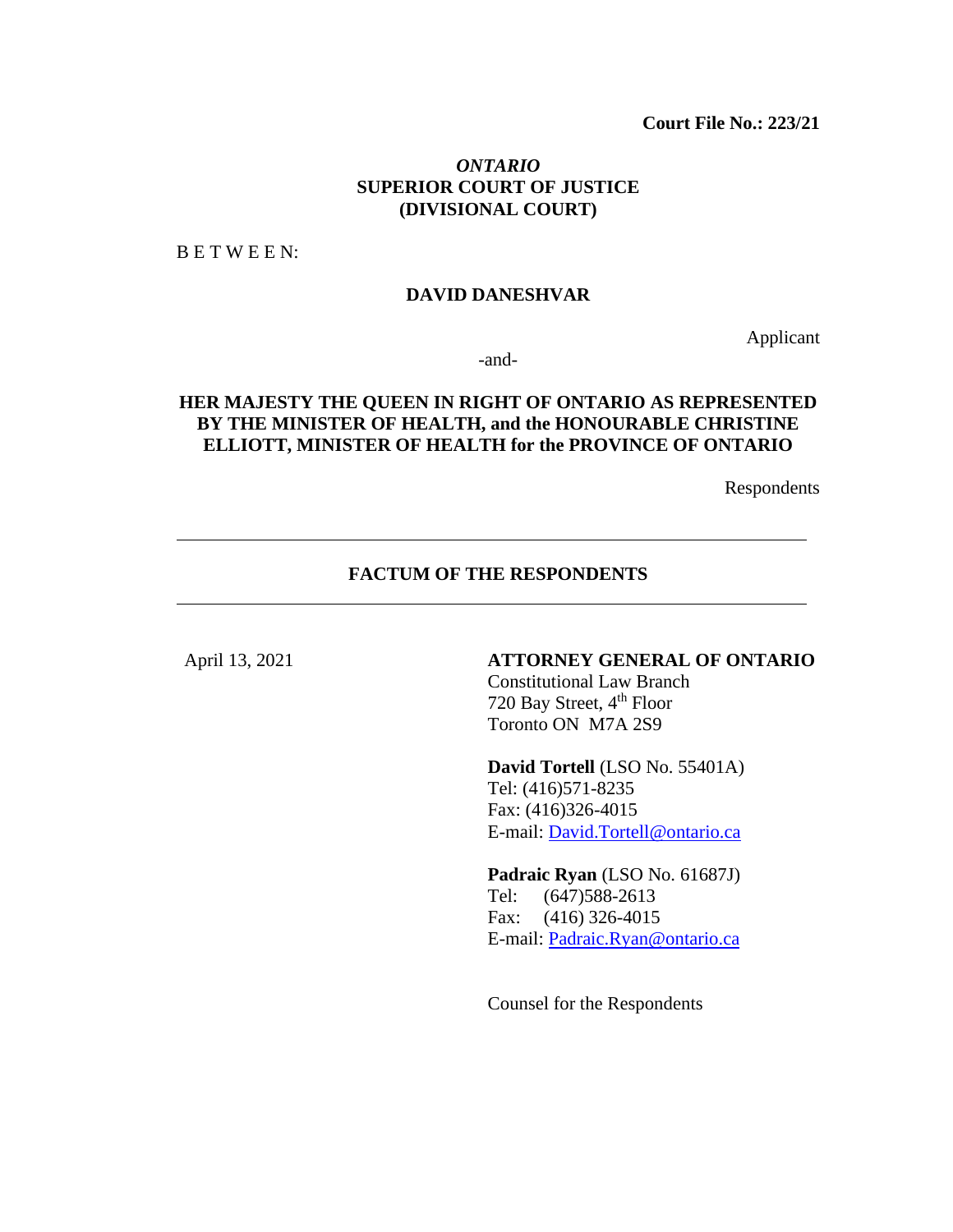**Court File No.: 223/21**

*ONTARIO*
**SUPERIOR COURT OF JUSTICE**
**(DIVISIONAL COURT)**

B E T W E E N:

**DAVID DANESHVAR**

Applicant

-and-

**HER MAJESTY THE QUEEN IN RIGHT OF ONTARIO AS REPRESENTED BY THE MINISTER OF HEALTH, and the HONOURABLE CHRISTINE ELLIOTT, MINISTER OF HEALTH for the PROVINCE OF ONTARIO**

Respondents

---

**FACTUM OF THE RESPONDENTS**

---

April 13, 2021

**ATTORNEY GENERAL OF ONTARIO**
Constitutional Law Branch
720 Bay Street, 4th Floor
Toronto ON M7A 2S9

**David Tortell** (LSO No. 55401A)
Tel: (416)571-8235
Fax: (416)326-4015
E-mail: David.Tortell@ontario.ca

**Padraic Ryan** (LSO No. 61687J)
Tel: (647)588-2613
Fax: (416) 326-4015
E-mail: Padraic.Ryan@ontario.ca

Counsel for the Respondents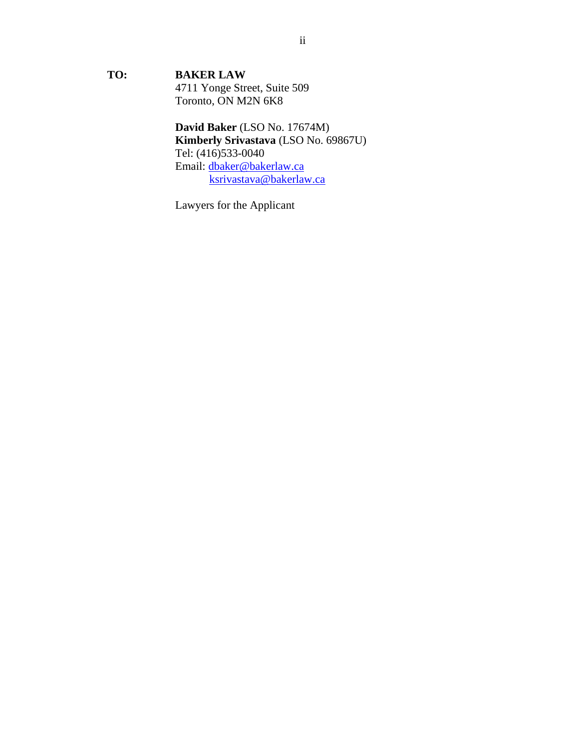**TO:** **BAKER LAW**
4711 Yonge Street, Suite 509
Toronto, ON M2N 6K8

**David Baker** (LSO No. 17674M)
**Kimberly Srivastava** (LSO No. 69867U)
Tel: (416)533-0040
Email: dbaker@bakerlaw.ca
ksrivastava@bakerlaw.ca

Lawyers for the Applicant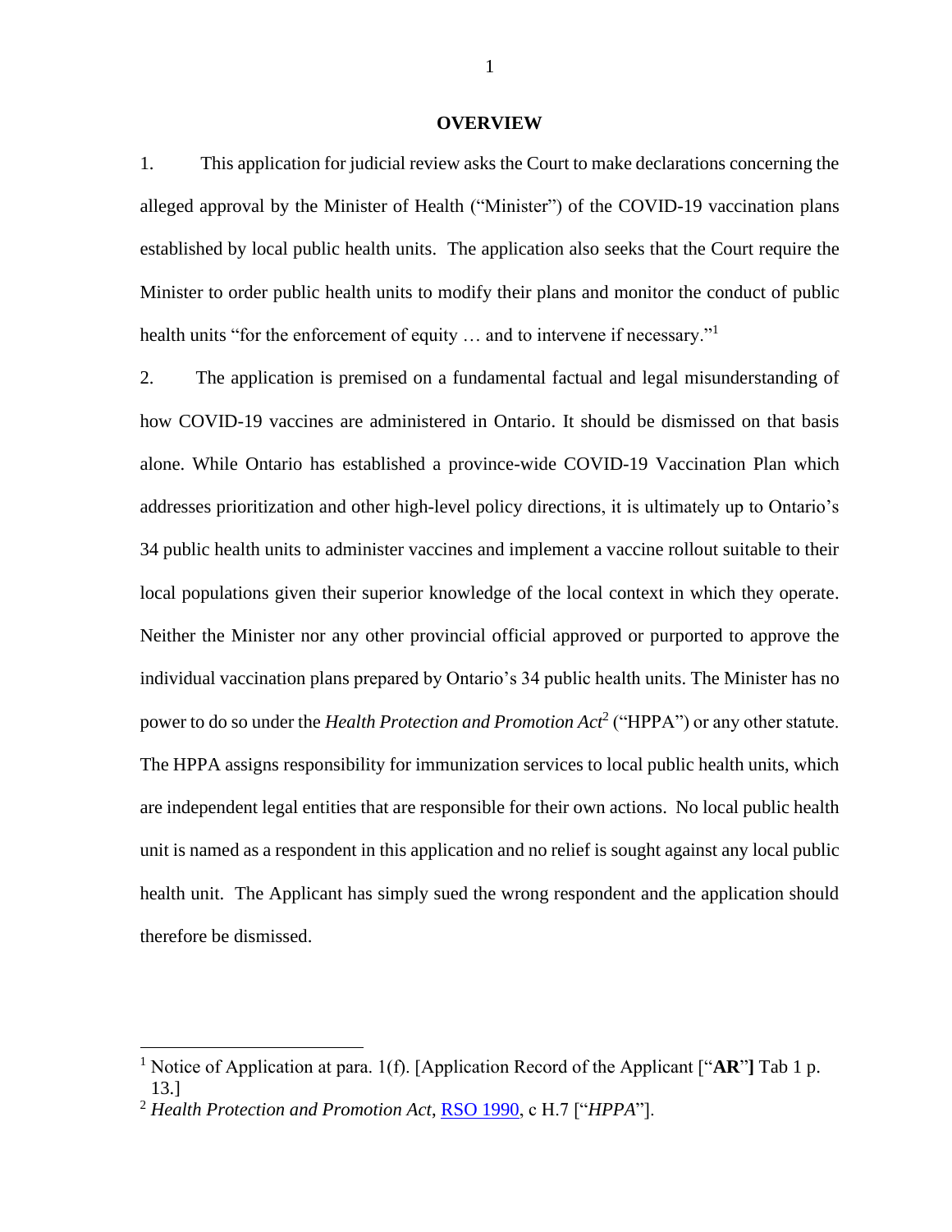## OVERVIEW

1. This application for judicial review asks the Court to make declarations concerning the alleged approval by the Minister of Health ("Minister") of the COVID-19 vaccination plans established by local public health units. The application also seeks that the Court require the Minister to order public health units to modify their plans and monitor the conduct of public health units "for the enforcement of equity … and to intervene if necessary."[1]

2. The application is premised on a fundamental factual and legal misunderstanding of how COVID-19 vaccines are administered in Ontario. It should be dismissed on that basis alone. While Ontario has established a province-wide COVID-19 Vaccination Plan which addresses prioritization and other high-level policy directions, it is ultimately up to Ontario's 34 public health units to administer vaccines and implement a vaccine rollout suitable to their local populations given their superior knowledge of the local context in which they operate. Neither the Minister nor any other provincial official approved or purported to approve the individual vaccination plans prepared by Ontario's 34 public health units. The Minister has no power to do so under the *Health Protection and Promotion Act*[2] ("HPPA") or any other statute. The HPPA assigns responsibility for immunization services to local public health units, which are independent legal entities that are responsible for their own actions. No local public health unit is named as a respondent in this application and no relief is sought against any local public health unit. The Applicant has simply sued the wrong respondent and the application should therefore be dismissed.

---

[1] Notice of Application at para. 1(f). [Application Record of the Applicant ["**AR**"**]** Tab 1 p. 13.]

[2] *Health Protection and Promotion Act*, RSO 1990, c H.7 ["*HPPA*"].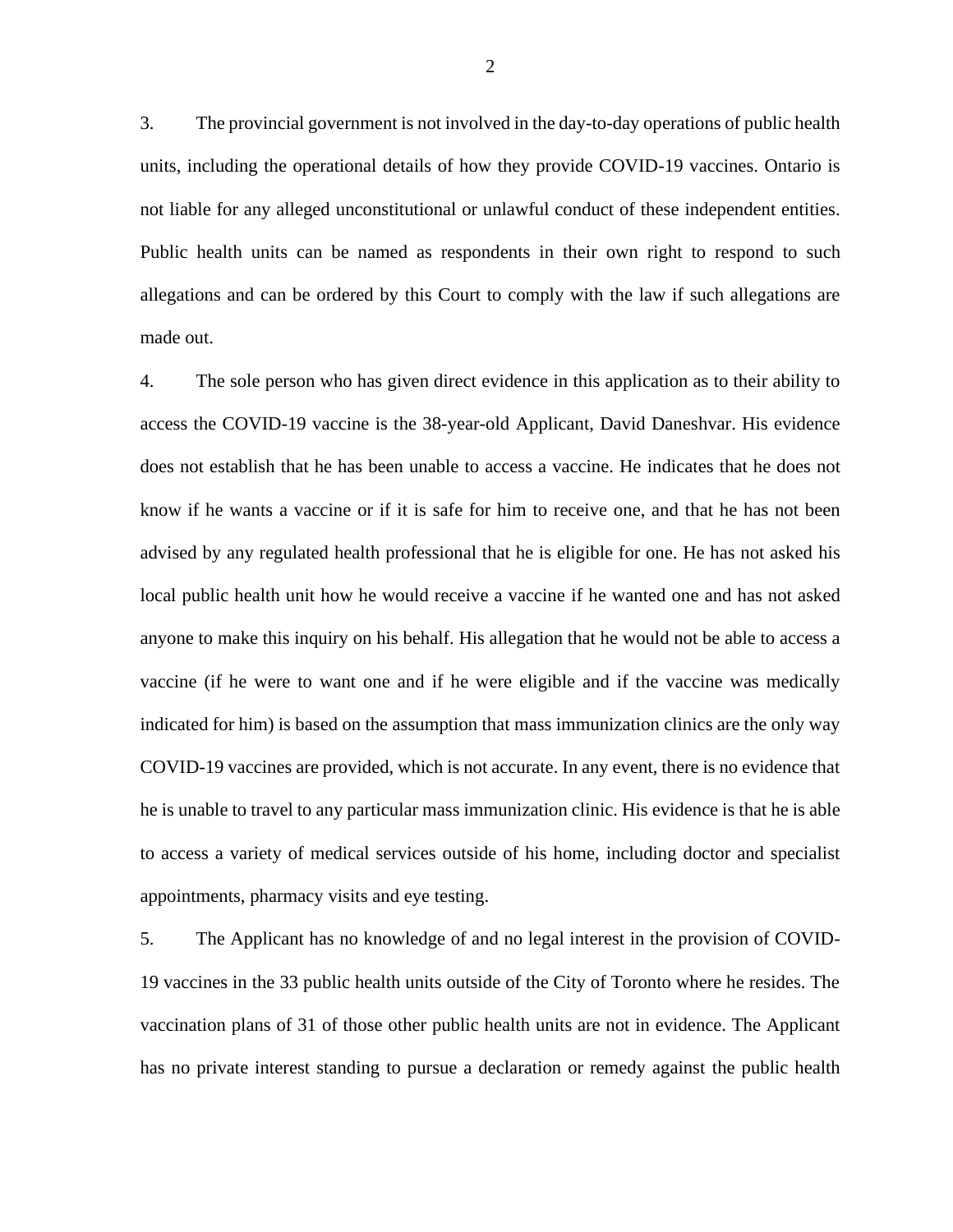3. The provincial government is not involved in the day-to-day operations of public health units, including the operational details of how they provide COVID-19 vaccines. Ontario is not liable for any alleged unconstitutional or unlawful conduct of these independent entities. Public health units can be named as respondents in their own right to respond to such allegations and can be ordered by this Court to comply with the law if such allegations are made out.

4. The sole person who has given direct evidence in this application as to their ability to access the COVID-19 vaccine is the 38-year-old Applicant, David Daneshvar. His evidence does not establish that he has been unable to access a vaccine. He indicates that he does not know if he wants a vaccine or if it is safe for him to receive one, and that he has not been advised by any regulated health professional that he is eligible for one. He has not asked his local public health unit how he would receive a vaccine if he wanted one and has not asked anyone to make this inquiry on his behalf. His allegation that he would not be able to access a vaccine (if he were to want one and if he were eligible and if the vaccine was medically indicated for him) is based on the assumption that mass immunization clinics are the only way COVID-19 vaccines are provided, which is not accurate. In any event, there is no evidence that he is unable to travel to any particular mass immunization clinic. His evidence is that he is able to access a variety of medical services outside of his home, including doctor and specialist appointments, pharmacy visits and eye testing.

5. The Applicant has no knowledge of and no legal interest in the provision of COVID-19 vaccines in the 33 public health units outside of the City of Toronto where he resides. The vaccination plans of 31 of those other public health units are not in evidence. The Applicant has no private interest standing to pursue a declaration or remedy against the public health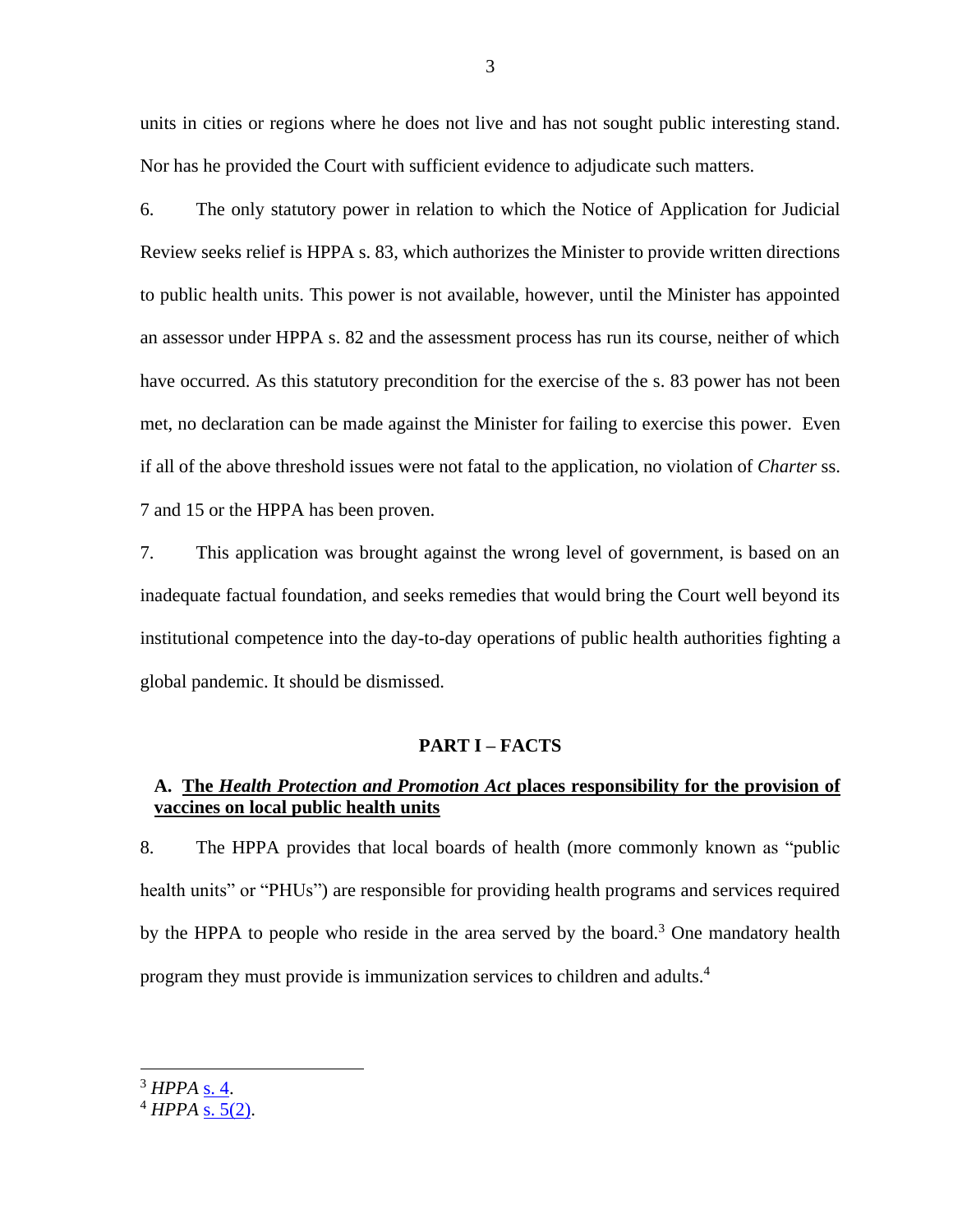units in cities or regions where he does not live and has not sought public interesting stand. Nor has he provided the Court with sufficient evidence to adjudicate such matters.

6. The only statutory power in relation to which the Notice of Application for Judicial Review seeks relief is HPPA s. 83, which authorizes the Minister to provide written directions to public health units. This power is not available, however, until the Minister has appointed an assessor under HPPA s. 82 and the assessment process has run its course, neither of which have occurred. As this statutory precondition for the exercise of the s. 83 power has not been met, no declaration can be made against the Minister for failing to exercise this power. Even if all of the above threshold issues were not fatal to the application, no violation of *Charter* ss. 7 and 15 or the HPPA has been proven.

7. This application was brought against the wrong level of government, is based on an inadequate factual foundation, and seeks remedies that would bring the Court well beyond its institutional competence into the day-to-day operations of public health authorities fighting a global pandemic. It should be dismissed.

## PART I – FACTS

### A. The *Health Protection and Promotion Act* places responsibility for the provision of vaccines on local public health units

8. The HPPA provides that local boards of health (more commonly known as "public health units" or "PHUs") are responsible for providing health programs and services required by the HPPA to people who reside in the area served by the board.[3] One mandatory health program they must provide is immunization services to children and adults.[4]

[3] *HPPA* s. 4.

[4] *HPPA* s. 5(2).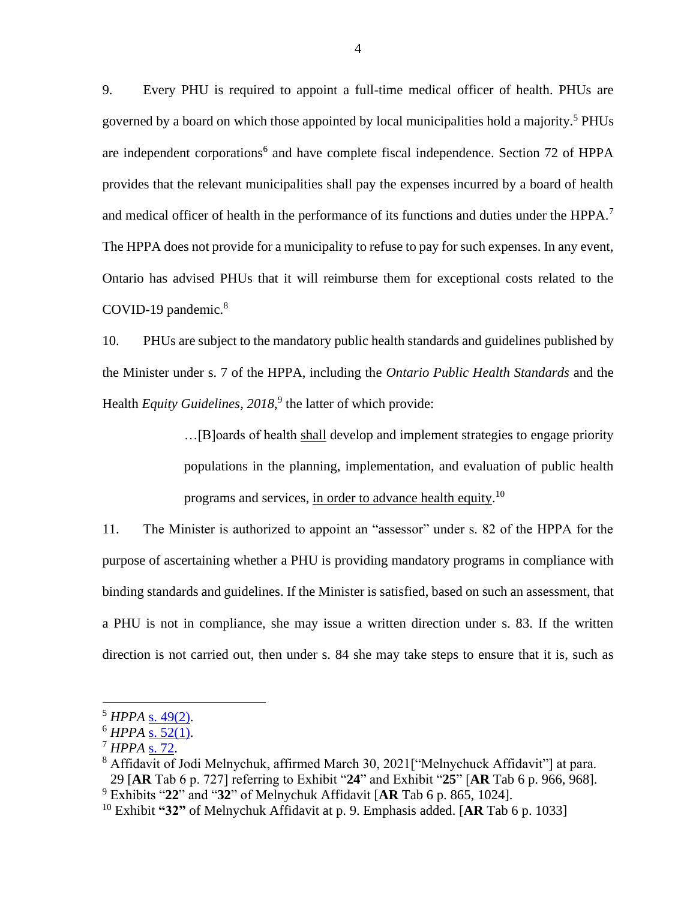9. Every PHU is required to appoint a full-time medical officer of health. PHUs are governed by a board on which those appointed by local municipalities hold a majority.[5] PHUs are independent corporations[6] and have complete fiscal independence. Section 72 of HPPA provides that the relevant municipalities shall pay the expenses incurred by a board of health and medical officer of health in the performance of its functions and duties under the HPPA.[7] The HPPA does not provide for a municipality to refuse to pay for such expenses. In any event, Ontario has advised PHUs that it will reimburse them for exceptional costs related to the COVID-19 pandemic.[8]

10. PHUs are subject to the mandatory public health standards and guidelines published by the Minister under s. 7 of the HPPA, including the *Ontario Public Health Standards* and the Health *Equity Guidelines, 2018*,[9] the latter of which provide:

> …[B]oards of health <u>shall</u> develop and implement strategies to engage priority populations in the planning, implementation, and evaluation of public health programs and services, <u>in order to advance health equity</u>.[10]

11. The Minister is authorized to appoint an "assessor" under s. 82 of the HPPA for the purpose of ascertaining whether a PHU is providing mandatory programs in compliance with binding standards and guidelines. If the Minister is satisfied, based on such an assessment, that a PHU is not in compliance, she may issue a written direction under s. 83. If the written direction is not carried out, then under s. 84 she may take steps to ensure that it is, such as

---

[5] *HPPA* s. 49(2).

[6] *HPPA* s. 52(1).

[7] *HPPA* s. 72.

[8] Affidavit of Jodi Melnychuk, affirmed March 30, 2021["Melnychuck Affidavit"] at para. 29 [**AR** Tab 6 p. 727] referring to Exhibit "**24**" and Exhibit "**25**" [**AR** Tab 6 p. 966, 968].

[9] Exhibits "**22**" and "**32**" of Melnychuk Affidavit [**AR** Tab 6 p. 865, 1024].

[10] Exhibit **"32"** of Melnychuk Affidavit at p. 9. Emphasis added. [**AR** Tab 6 p. 1033]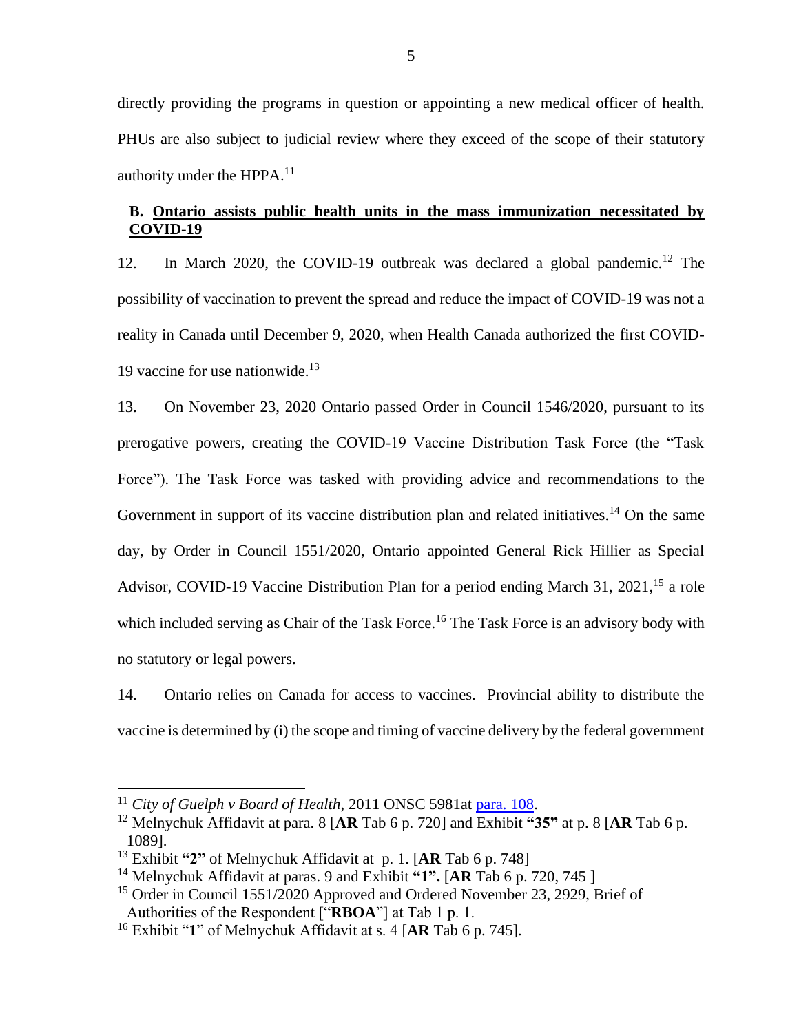directly providing the programs in question or appointing a new medical officer of health. PHUs are also subject to judicial review where they exceed of the scope of their statutory authority under the HPPA.[11]

### B. Ontario assists public health units in the mass immunization necessitated by COVID-19

12. In March 2020, the COVID-19 outbreak was declared a global pandemic.[12] The possibility of vaccination to prevent the spread and reduce the impact of COVID-19 was not a reality in Canada until December 9, 2020, when Health Canada authorized the first COVID-19 vaccine for use nationwide.[13]

13. On November 23, 2020 Ontario passed Order in Council 1546/2020, pursuant to its prerogative powers, creating the COVID-19 Vaccine Distribution Task Force (the "Task Force"). The Task Force was tasked with providing advice and recommendations to the Government in support of its vaccine distribution plan and related initiatives.[14] On the same day, by Order in Council 1551/2020, Ontario appointed General Rick Hillier as Special Advisor, COVID-19 Vaccine Distribution Plan for a period ending March 31, 2021,[15] a role which included serving as Chair of the Task Force.[16] The Task Force is an advisory body with no statutory or legal powers.

14. Ontario relies on Canada for access to vaccines. Provincial ability to distribute the vaccine is determined by (i) the scope and timing of vaccine delivery by the federal government

---

[11] *City of Guelph v Board of Health*, 2011 ONSC 5981at para. 108.

[12] Melnychuk Affidavit at para. 8 [**AR** Tab 6 p. 720] and Exhibit **"35"** at p. 8 [**AR** Tab 6 p. 1089].

[13] Exhibit **"2"** of Melnychuk Affidavit at p. 1. [**AR** Tab 6 p. 748]

[14] Melnychuk Affidavit at paras. 9 and Exhibit **"1".** [**AR** Tab 6 p. 720, 745 ]

[15] Order in Council 1551/2020 Approved and Ordered November 23, 2929, Brief of Authorities of the Respondent ["**RBOA**"] at Tab 1 p. 1.

[16] Exhibit "**1**" of Melnychuk Affidavit at s. 4 [**AR** Tab 6 p. 745].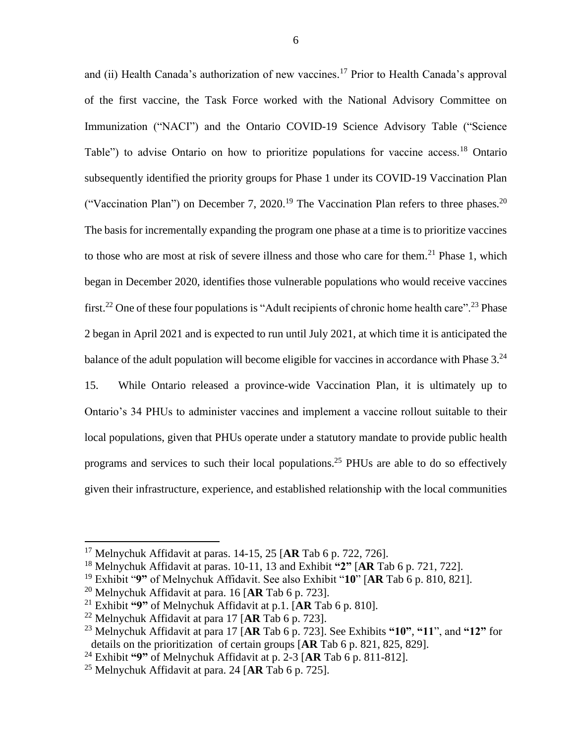and (ii) Health Canada's authorization of new vaccines.[17] Prior to Health Canada's approval of the first vaccine, the Task Force worked with the National Advisory Committee on Immunization ("NACI") and the Ontario COVID-19 Science Advisory Table ("Science Table") to advise Ontario on how to prioritize populations for vaccine access.[18] Ontario subsequently identified the priority groups for Phase 1 under its COVID-19 Vaccination Plan ("Vaccination Plan") on December 7, 2020.[19] The Vaccination Plan refers to three phases.[20] The basis for incrementally expanding the program one phase at a time is to prioritize vaccines to those who are most at risk of severe illness and those who care for them.[21] Phase 1, which began in December 2020, identifies those vulnerable populations who would receive vaccines first.[22] One of these four populations is "Adult recipients of chronic home health care".[23] Phase 2 began in April 2021 and is expected to run until July 2021, at which time it is anticipated the balance of the adult population will become eligible for vaccines in accordance with Phase 3.[24]

15. While Ontario released a province-wide Vaccination Plan, it is ultimately up to Ontario's 34 PHUs to administer vaccines and implement a vaccine rollout suitable to their local populations, given that PHUs operate under a statutory mandate to provide public health programs and services to such their local populations.[25] PHUs are able to do so effectively given their infrastructure, experience, and established relationship with the local communities

---

[17] Melnychuk Affidavit at paras. 14-15, 25 [**AR** Tab 6 p. 722, 726].

[18] Melnychuk Affidavit at paras. 10-11, 13 and Exhibit **"2"** [**AR** Tab 6 p. 721, 722].

[19] Exhibit "**9"** of Melnychuk Affidavit. See also Exhibit "**10**" [**AR** Tab 6 p. 810, 821].

[20] Melnychuk Affidavit at para. 16 [**AR** Tab 6 p. 723].

[21] Exhibit **"9"** of Melnychuk Affidavit at p.1. [**AR** Tab 6 p. 810].

[22] Melnychuk Affidavit at para 17 [**AR** Tab 6 p. 723].

[23] Melnychuk Affidavit at para 17 [**AR** Tab 6 p. 723]. See Exhibits **"10"**, **"11**", and **"12"** for details on the prioritization of certain groups [**AR** Tab 6 p. 821, 825, 829].

[24] Exhibit **"9"** of Melnychuk Affidavit at p. 2-3 [**AR** Tab 6 p. 811-812].

[25] Melnychuk Affidavit at para. 24 [**AR** Tab 6 p. 725].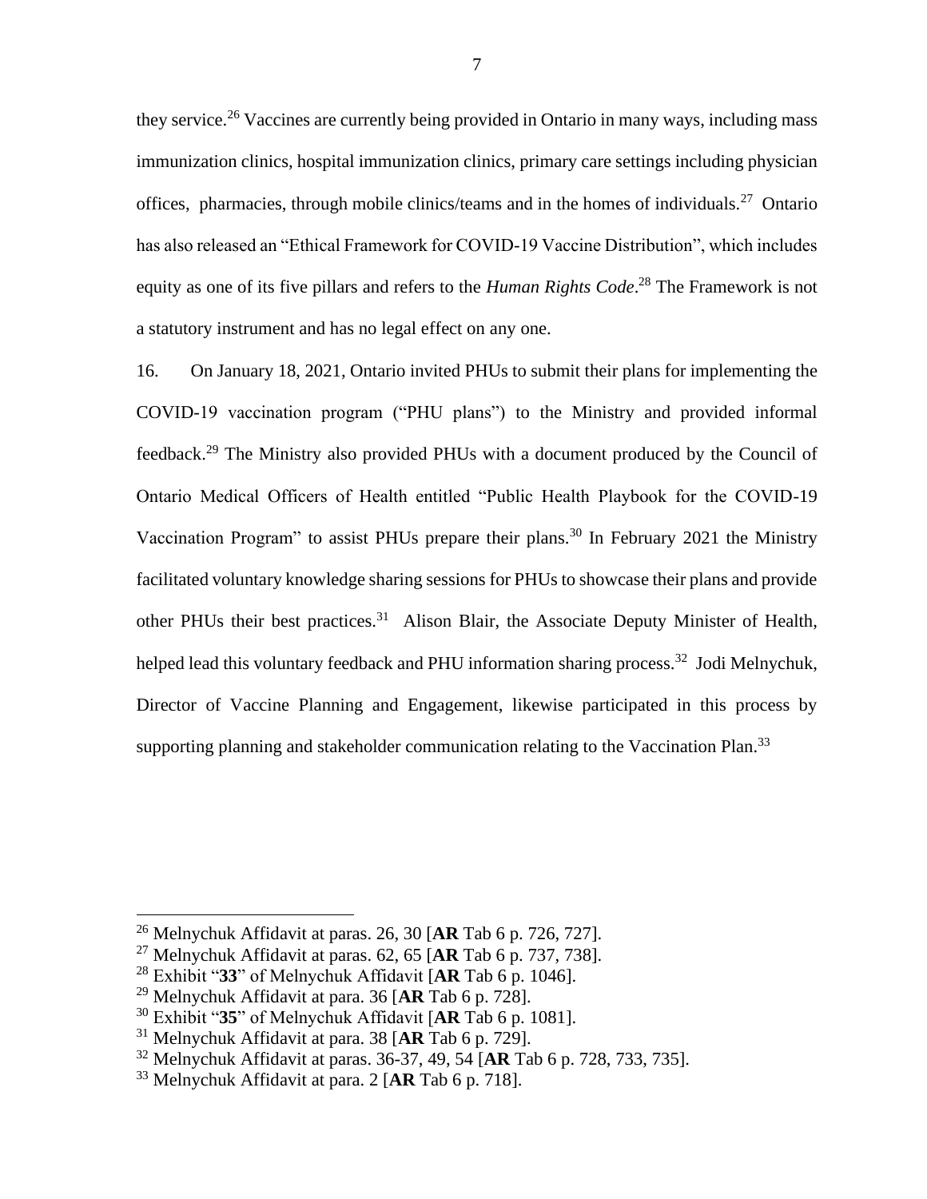they service.[26] Vaccines are currently being provided in Ontario in many ways, including mass immunization clinics, hospital immunization clinics, primary care settings including physician offices, pharmacies, through mobile clinics/teams and in the homes of individuals.[27] Ontario has also released an "Ethical Framework for COVID-19 Vaccine Distribution", which includes equity as one of its five pillars and refers to the *Human Rights Code*.[28] The Framework is not a statutory instrument and has no legal effect on any one.

16. On January 18, 2021, Ontario invited PHUs to submit their plans for implementing the COVID-19 vaccination program ("PHU plans") to the Ministry and provided informal feedback.[29] The Ministry also provided PHUs with a document produced by the Council of Ontario Medical Officers of Health entitled "Public Health Playbook for the COVID-19 Vaccination Program" to assist PHUs prepare their plans.[30] In February 2021 the Ministry facilitated voluntary knowledge sharing sessions for PHUs to showcase their plans and provide other PHUs their best practices.[31] Alison Blair, the Associate Deputy Minister of Health, helped lead this voluntary feedback and PHU information sharing process.[32] Jodi Melnychuk, Director of Vaccine Planning and Engagement, likewise participated in this process by supporting planning and stakeholder communication relating to the Vaccination Plan.[33]

---

[26] Melnychuk Affidavit at paras. 26, 30 [**AR** Tab 6 p. 726, 727].

[27] Melnychuk Affidavit at paras. 62, 65 [**AR** Tab 6 p. 737, 738].

[28] Exhibit "**33**" of Melnychuk Affidavit [**AR** Tab 6 p. 1046].

[29] Melnychuk Affidavit at para. 36 [**AR** Tab 6 p. 728].

[30] Exhibit "**35**" of Melnychuk Affidavit [**AR** Tab 6 p. 1081].

[31] Melnychuk Affidavit at para. 38 [**AR** Tab 6 p. 729].

[32] Melnychuk Affidavit at paras. 36-37, 49, 54 [**AR** Tab 6 p. 728, 733, 735].

[33] Melnychuk Affidavit at para. 2 [**AR** Tab 6 p. 718].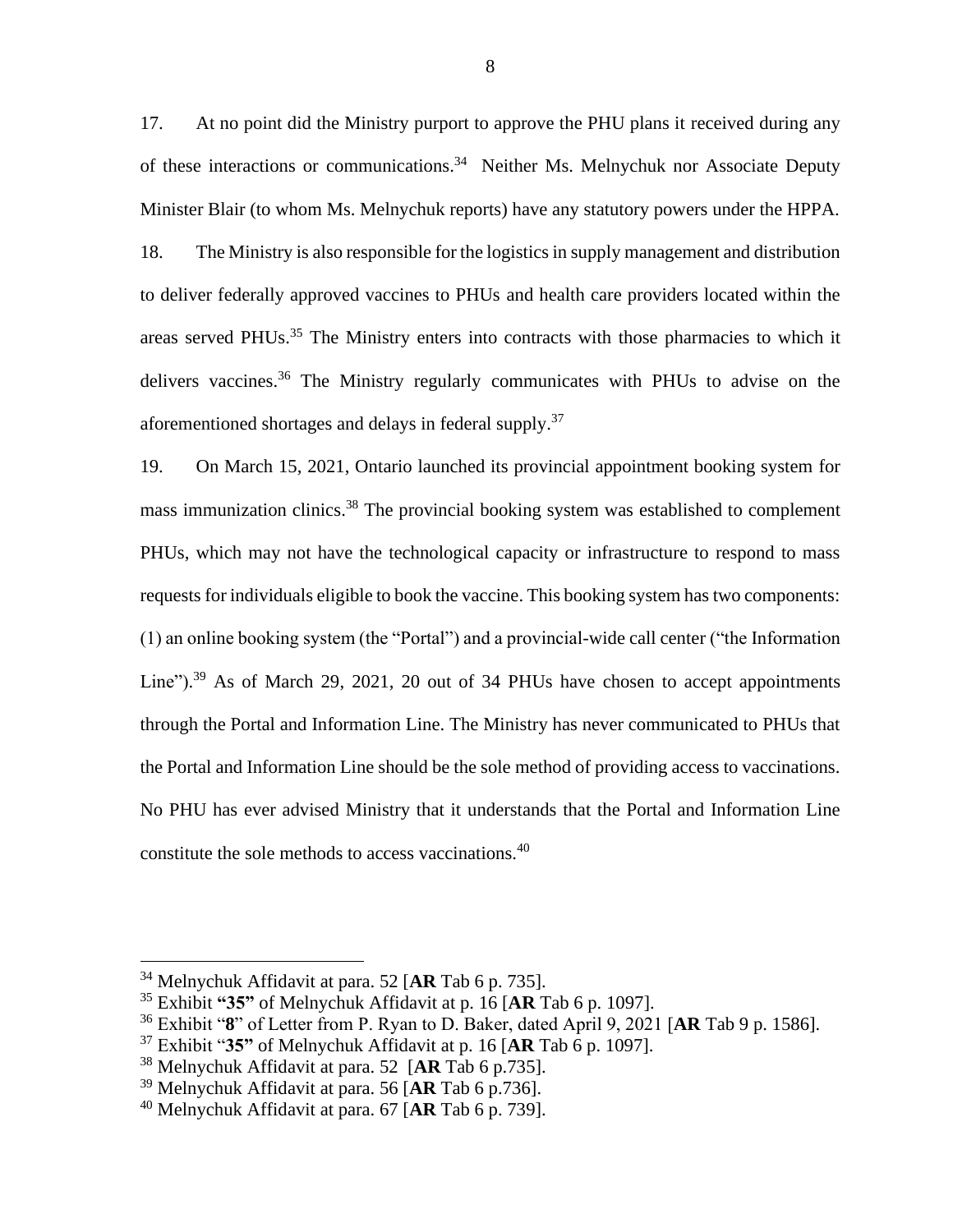17. At no point did the Ministry purport to approve the PHU plans it received during any of these interactions or communications.[34] Neither Ms. Melnychuk nor Associate Deputy Minister Blair (to whom Ms. Melnychuk reports) have any statutory powers under the HPPA.

18. The Ministry is also responsible for the logistics in supply management and distribution to deliver federally approved vaccines to PHUs and health care providers located within the areas served PHUs.[35] The Ministry enters into contracts with those pharmacies to which it delivers vaccines.[36] The Ministry regularly communicates with PHUs to advise on the aforementioned shortages and delays in federal supply.[37]

19. On March 15, 2021, Ontario launched its provincial appointment booking system for mass immunization clinics.[38] The provincial booking system was established to complement PHUs, which may not have the technological capacity or infrastructure to respond to mass requests for individuals eligible to book the vaccine. This booking system has two components: (1) an online booking system (the "Portal") and a provincial-wide call center ("the Information Line").[39] As of March 29, 2021, 20 out of 34 PHUs have chosen to accept appointments through the Portal and Information Line. The Ministry has never communicated to PHUs that the Portal and Information Line should be the sole method of providing access to vaccinations. No PHU has ever advised Ministry that it understands that the Portal and Information Line constitute the sole methods to access vaccinations.[40]

---

[34] Melnychuk Affidavit at para. 52 [**AR** Tab 6 p. 735].

[35] Exhibit **"35"** of Melnychuk Affidavit at p. 16 [**AR** Tab 6 p. 1097].

[36] Exhibit "**8**" of Letter from P. Ryan to D. Baker, dated April 9, 2021 [**AR** Tab 9 p. 1586].

[37] Exhibit "**35"** of Melnychuk Affidavit at p. 16 [**AR** Tab 6 p. 1097].

[38] Melnychuk Affidavit at para. 52 [**AR** Tab 6 p.735].

[39] Melnychuk Affidavit at para. 56 [**AR** Tab 6 p.736].

[40] Melnychuk Affidavit at para. 67 [**AR** Tab 6 p. 739].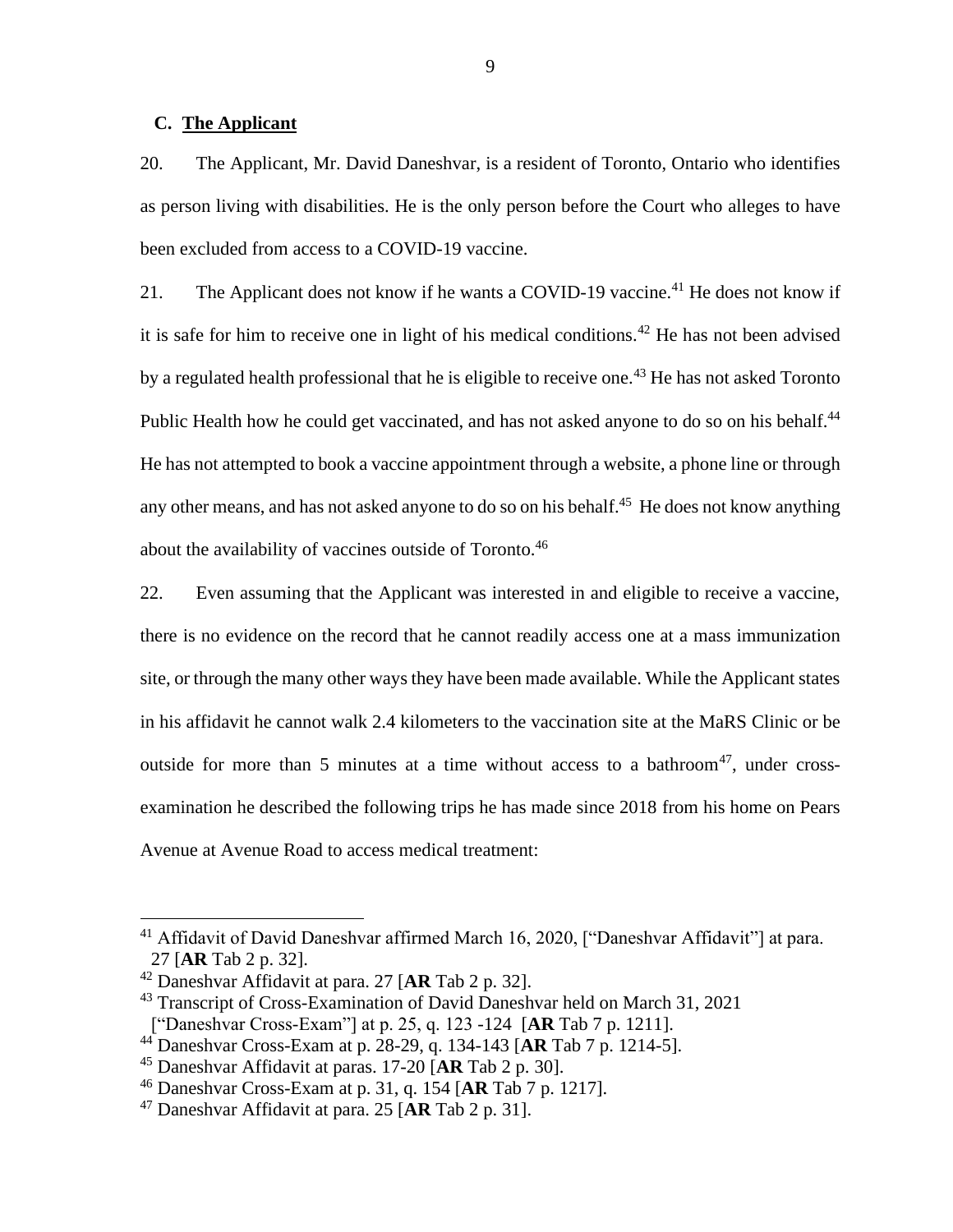### C. The Applicant

20. The Applicant, Mr. David Daneshvar, is a resident of Toronto, Ontario who identifies as person living with disabilities. He is the only person before the Court who alleges to have been excluded from access to a COVID-19 vaccine.

21. The Applicant does not know if he wants a COVID-19 vaccine.[41] He does not know if it is safe for him to receive one in light of his medical conditions.[42] He has not been advised by a regulated health professional that he is eligible to receive one.[43] He has not asked Toronto Public Health how he could get vaccinated, and has not asked anyone to do so on his behalf.[44] He has not attempted to book a vaccine appointment through a website, a phone line or through any other means, and has not asked anyone to do so on his behalf.[45] He does not know anything about the availability of vaccines outside of Toronto.[46]

22. Even assuming that the Applicant was interested in and eligible to receive a vaccine, there is no evidence on the record that he cannot readily access one at a mass immunization site, or through the many other ways they have been made available. While the Applicant states in his affidavit he cannot walk 2.4 kilometers to the vaccination site at the MaRS Clinic or be outside for more than 5 minutes at a time without access to a bathroom[47], under cross-examination he described the following trips he has made since 2018 from his home on Pears Avenue at Avenue Road to access medical treatment:

---

[41] Affidavit of David Daneshvar affirmed March 16, 2020, ["Daneshvar Affidavit"] at para. 27 [**AR** Tab 2 p. 32].

[42] Daneshvar Affidavit at para. 27 [**AR** Tab 2 p. 32].

[43] Transcript of Cross-Examination of David Daneshvar held on March 31, 2021 ["Daneshvar Cross-Exam"] at p. 25, q. 123 -124 [**AR** Tab 7 p. 1211].

[44] Daneshvar Cross-Exam at p. 28-29, q. 134-143 [**AR** Tab 7 p. 1214-5].

[45] Daneshvar Affidavit at paras. 17-20 [**AR** Tab 2 p. 30].

[46] Daneshvar Cross-Exam at p. 31, q. 154 [**AR** Tab 7 p. 1217].

[47] Daneshvar Affidavit at para. 25 [**AR** Tab 2 p. 31].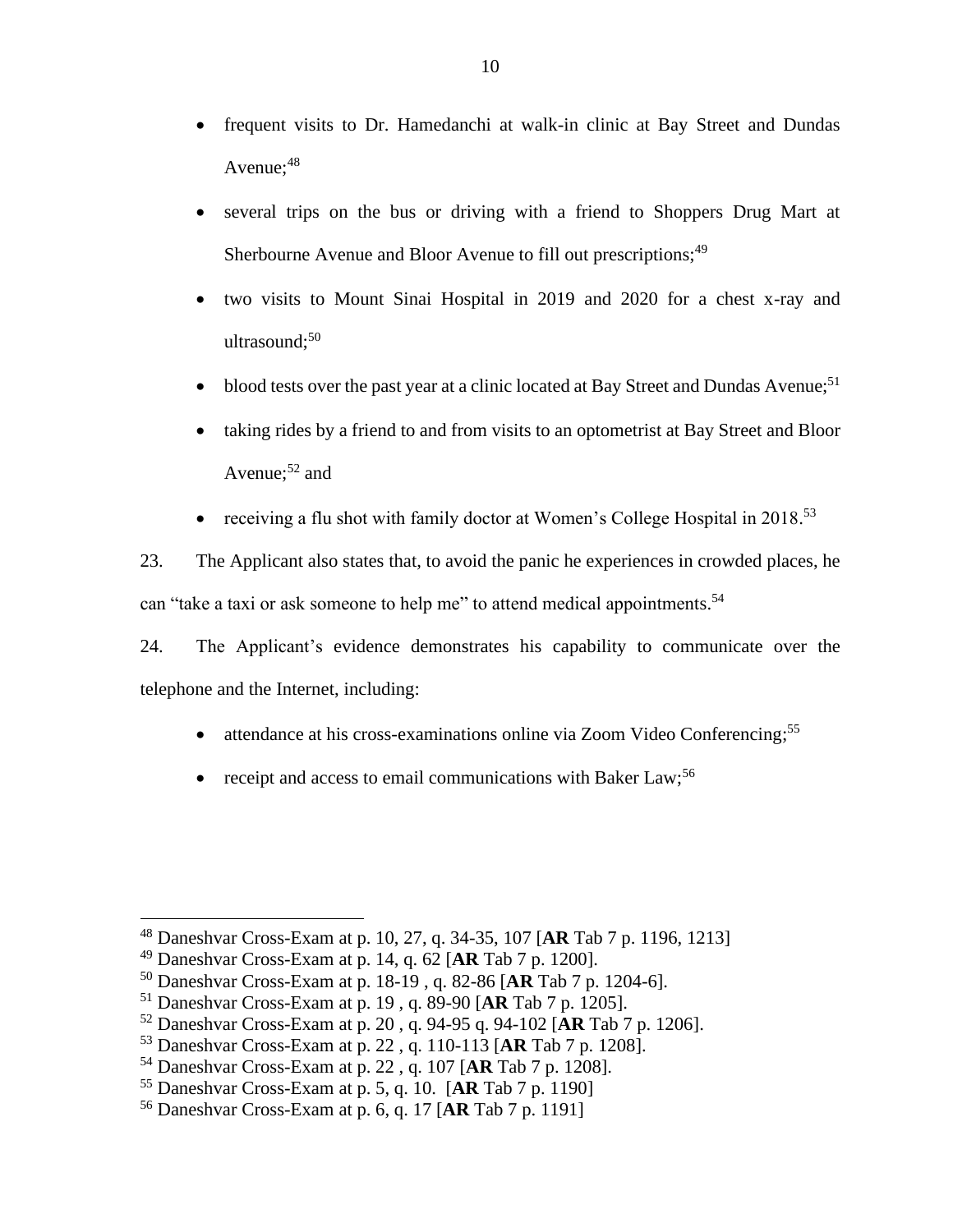- frequent visits to Dr. Hamedanchi at walk-in clinic at Bay Street and Dundas Avenue;[48]
- several trips on the bus or driving with a friend to Shoppers Drug Mart at Sherbourne Avenue and Bloor Avenue to fill out prescriptions;[49]
- two visits to Mount Sinai Hospital in 2019 and 2020 for a chest x-ray and ultrasound;[50]
- blood tests over the past year at a clinic located at Bay Street and Dundas Avenue;[51]
- taking rides by a friend to and from visits to an optometrist at Bay Street and Bloor Avenue;[52] and
- receiving a flu shot with family doctor at Women's College Hospital in 2018.[53]

23. The Applicant also states that, to avoid the panic he experiences in crowded places, he can "take a taxi or ask someone to help me" to attend medical appointments.[54]

24. The Applicant's evidence demonstrates his capability to communicate over the telephone and the Internet, including:

- attendance at his cross-examinations online via Zoom Video Conferencing;[55]
- receipt and access to email communications with Baker Law;[56]

---

[48] Daneshvar Cross-Exam at p. 10, 27, q. 34-35, 107 [**AR** Tab 7 p. 1196, 1213]
[49] Daneshvar Cross-Exam at p. 14, q. 62 [**AR** Tab 7 p. 1200].
[50] Daneshvar Cross-Exam at p. 18-19 , q. 82-86 [**AR** Tab 7 p. 1204-6].
[51] Daneshvar Cross-Exam at p. 19 , q. 89-90 [**AR** Tab 7 p. 1205].
[52] Daneshvar Cross-Exam at p. 20 , q. 94-95 q. 94-102 [**AR** Tab 7 p. 1206].
[53] Daneshvar Cross-Exam at p. 22 , q. 110-113 [**AR** Tab 7 p. 1208].
[54] Daneshvar Cross-Exam at p. 22 , q. 107 [**AR** Tab 7 p. 1208].
[55] Daneshvar Cross-Exam at p. 5, q. 10. [**AR** Tab 7 p. 1190]
[56] Daneshvar Cross-Exam at p. 6, q. 17 [**AR** Tab 7 p. 1191]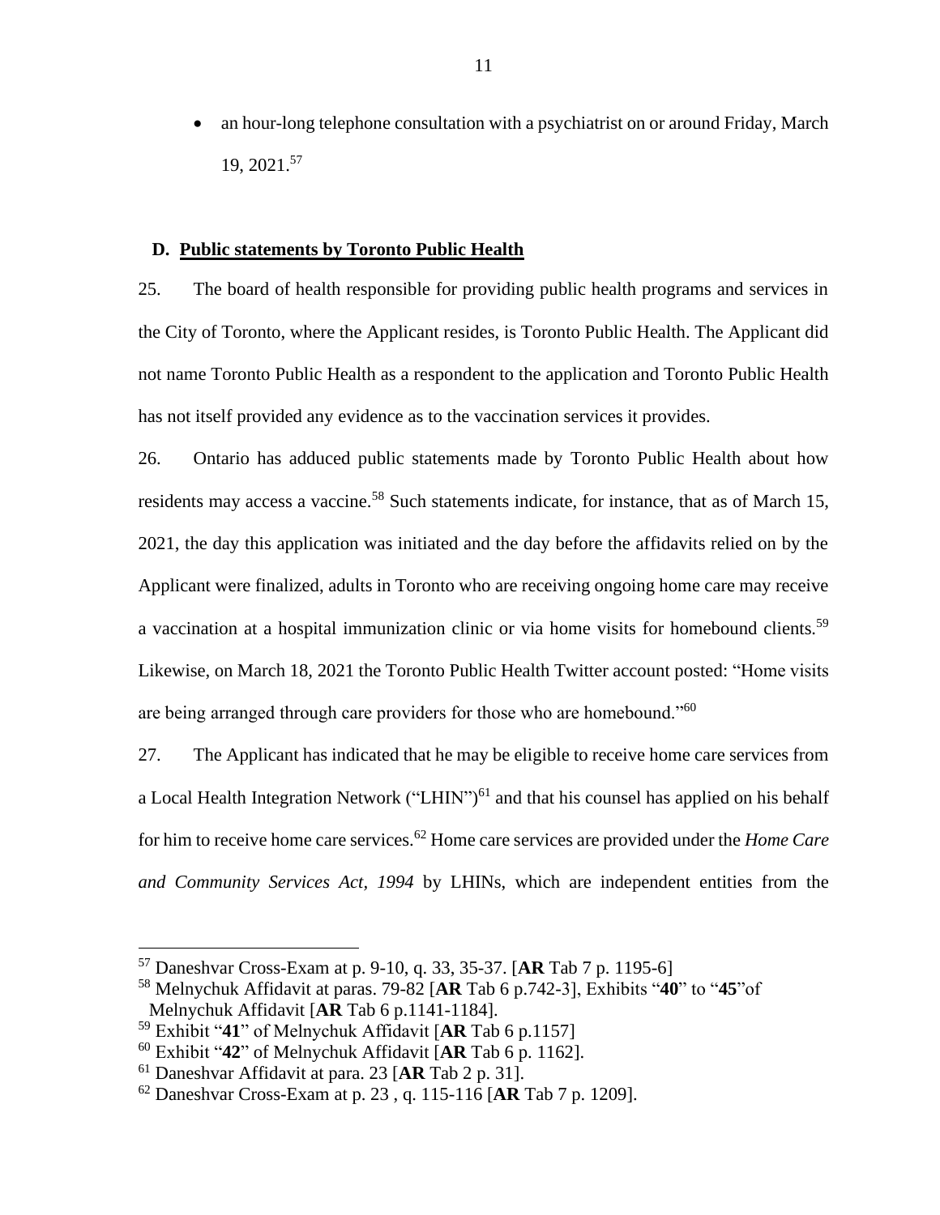- an hour-long telephone consultation with a psychiatrist on or around Friday, March 19, 2021.[57]

### D. Public statements by Toronto Public Health

25. The board of health responsible for providing public health programs and services in the City of Toronto, where the Applicant resides, is Toronto Public Health. The Applicant did not name Toronto Public Health as a respondent to the application and Toronto Public Health has not itself provided any evidence as to the vaccination services it provides.

26. Ontario has adduced public statements made by Toronto Public Health about how residents may access a vaccine.[58] Such statements indicate, for instance, that as of March 15, 2021, the day this application was initiated and the day before the affidavits relied on by the Applicant were finalized, adults in Toronto who are receiving ongoing home care may receive a vaccination at a hospital immunization clinic or via home visits for homebound clients.[59] Likewise, on March 18, 2021 the Toronto Public Health Twitter account posted: "Home visits are being arranged through care providers for those who are homebound."[60]

27. The Applicant has indicated that he may be eligible to receive home care services from a Local Health Integration Network ("LHIN")[61] and that his counsel has applied on his behalf for him to receive home care services.[62] Home care services are provided under the *Home Care and Community Services Act, 1994* by LHINs, which are independent entities from the

---

[57] Daneshvar Cross-Exam at p. 9-10, q. 33, 35-37. [**AR** Tab 7 p. 1195-6]

[58] Melnychuk Affidavit at paras. 79-82 [**AR** Tab 6 p.742-3], Exhibits "**40**" to "**45**"of Melnychuk Affidavit [**AR** Tab 6 p.1141-1184].

[59] Exhibit "**41**" of Melnychuk Affidavit [**AR** Tab 6 p.1157]

[60] Exhibit "**42**" of Melnychuk Affidavit [**AR** Tab 6 p. 1162].

[61] Daneshvar Affidavit at para. 23 [**AR** Tab 2 p. 31].

[62] Daneshvar Cross-Exam at p. 23 , q. 115-116 [**AR** Tab 7 p. 1209].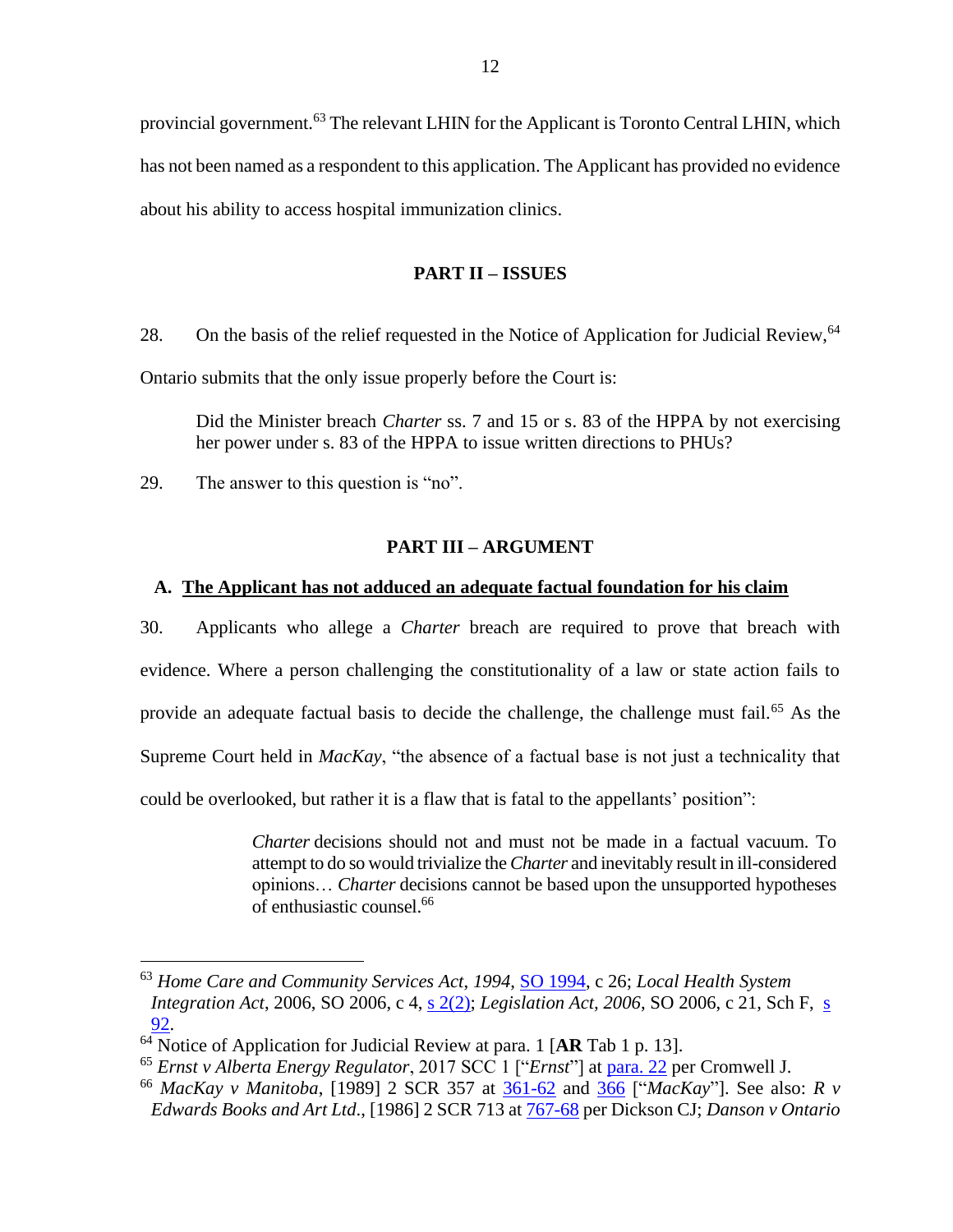provincial government.[63] The relevant LHIN for the Applicant is Toronto Central LHIN, which has not been named as a respondent to this application. The Applicant has provided no evidence about his ability to access hospital immunization clinics.

## PART II – ISSUES

28. On the basis of the relief requested in the Notice of Application for Judicial Review,[64] Ontario submits that the only issue properly before the Court is:

> Did the Minister breach *Charter* ss. 7 and 15 or s. 83 of the HPPA by not exercising her power under s. 83 of the HPPA to issue written directions to PHUs?

29. The answer to this question is "no".

## PART III – ARGUMENT

### A. The Applicant has not adduced an adequate factual foundation for his claim

30. Applicants who allege a *Charter* breach are required to prove that breach with evidence. Where a person challenging the constitutionality of a law or state action fails to provide an adequate factual basis to decide the challenge, the challenge must fail.[65] As the Supreme Court held in *MacKay*, "the absence of a factual base is not just a technicality that could be overlooked, but rather it is a flaw that is fatal to the appellants' position":

> *Charter* decisions should not and must not be made in a factual vacuum. To attempt to do so would trivialize the *Charter* and inevitably result in ill-considered opinions… *Charter* decisions cannot be based upon the unsupported hypotheses of enthusiastic counsel.[66]

---

[63] *Home Care and Community Services Act, 1994*, SO 1994, c 26; *Local Health System Integration Act*, 2006, SO 2006, c 4, s 2(2); *Legislation Act, 2006*, SO 2006, c 21, Sch F, s 92.

[64] Notice of Application for Judicial Review at para. 1 [**AR** Tab 1 p. 13].

[65] *Ernst v Alberta Energy Regulator*, 2017 SCC 1 ["*Ernst*"] at para. 22 per Cromwell J.

[66] *MacKay v Manitoba*, [1989] 2 SCR 357 at 361-62 and 366 ["*MacKay*"]. See also: *R v Edwards Books and Art Ltd*., [1986] 2 SCR 713 at 767-68 per Dickson CJ; *Danson v Ontario*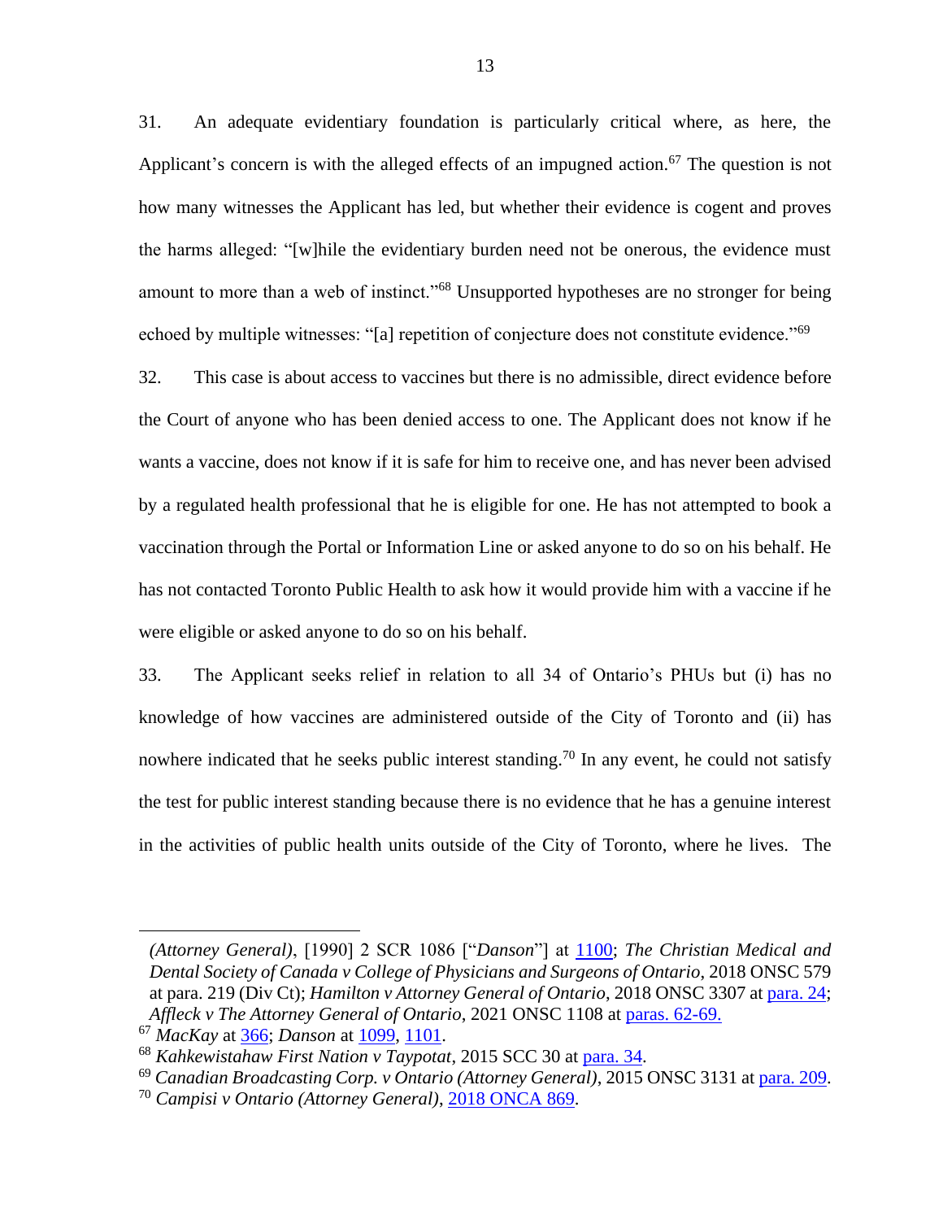31. An adequate evidentiary foundation is particularly critical where, as here, the Applicant's concern is with the alleged effects of an impugned action.[67] The question is not how many witnesses the Applicant has led, but whether their evidence is cogent and proves the harms alleged: "[w]hile the evidentiary burden need not be onerous, the evidence must amount to more than a web of instinct."[68] Unsupported hypotheses are no stronger for being echoed by multiple witnesses: "[a] repetition of conjecture does not constitute evidence."[69]

32. This case is about access to vaccines but there is no admissible, direct evidence before the Court of anyone who has been denied access to one. The Applicant does not know if he wants a vaccine, does not know if it is safe for him to receive one, and has never been advised by a regulated health professional that he is eligible for one. He has not attempted to book a vaccination through the Portal or Information Line or asked anyone to do so on his behalf. He has not contacted Toronto Public Health to ask how it would provide him with a vaccine if he were eligible or asked anyone to do so on his behalf.

33. The Applicant seeks relief in relation to all 34 of Ontario's PHUs but (i) has no knowledge of how vaccines are administered outside of the City of Toronto and (ii) has nowhere indicated that he seeks public interest standing.[70] In any event, he could not satisfy the test for public interest standing because there is no evidence that he has a genuine interest in the activities of public health units outside of the City of Toronto, where he lives. The

---

*(Attorney General)*, [1990] 2 SCR 1086 ["*Danson*"] at 1100; *The Christian Medical and Dental Society of Canada v College of Physicians and Surgeons of Ontario*, 2018 ONSC 579 at para. 219 (Div Ct); *Hamilton v Attorney General of Ontario*, 2018 ONSC 3307 at para. 24; *Affleck v The Attorney General of Ontario*, 2021 ONSC 1108 at paras. 62-69.

[67] *MacKay* at 366; *Danson* at 1099, 1101.

[68] *Kahkewistahaw First Nation v Taypotat*, 2015 SCC 30 at para. 34.

[69] *Canadian Broadcasting Corp. v Ontario (Attorney General)*, 2015 ONSC 3131 at para. 209.

[70] *Campisi v Ontario (Attorney General)*, 2018 ONCA 869.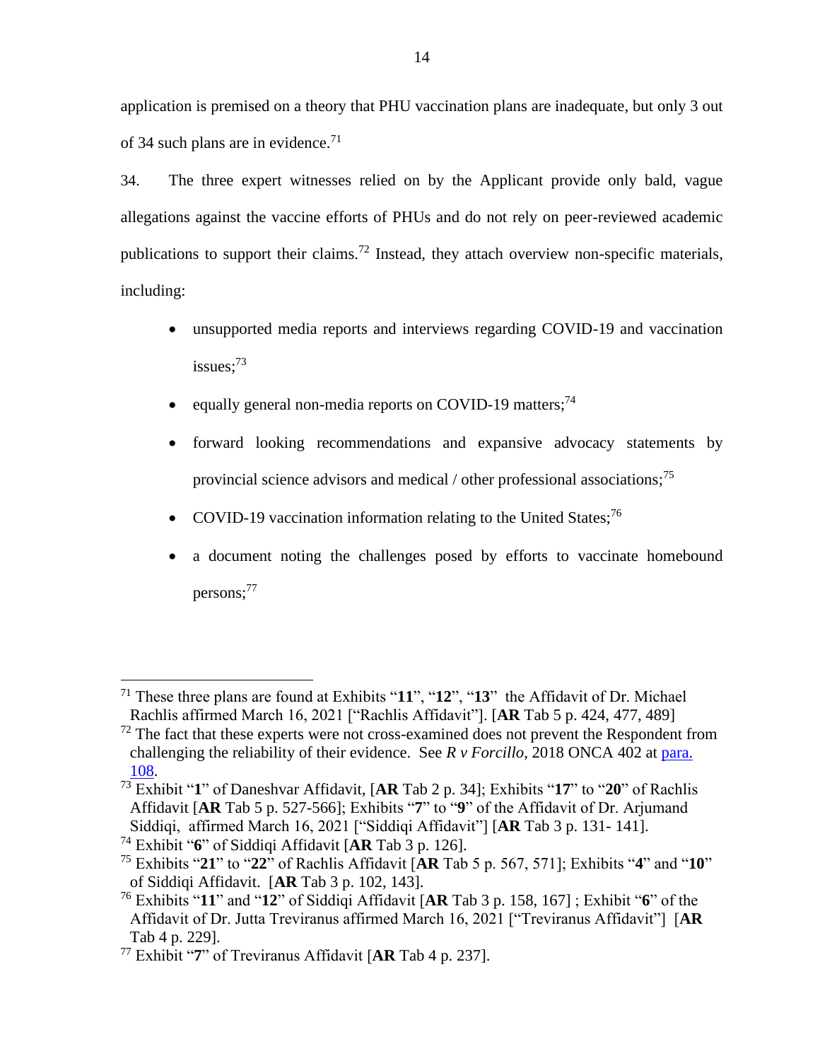application is premised on a theory that PHU vaccination plans are inadequate, but only 3 out of 34 such plans are in evidence.[71]

34. The three expert witnesses relied on by the Applicant provide only bald, vague allegations against the vaccine efforts of PHUs and do not rely on peer-reviewed academic publications to support their claims.[72] Instead, they attach overview non-specific materials, including:

- unsupported media reports and interviews regarding COVID-19 and vaccination issues;[73]
- equally general non-media reports on COVID-19 matters;[74]
- forward looking recommendations and expansive advocacy statements by provincial science advisors and medical / other professional associations;[75]
- COVID-19 vaccination information relating to the United States;[76]
- a document noting the challenges posed by efforts to vaccinate homebound persons;[77]

---

[71] These three plans are found at Exhibits "**11**", "**12**", "**13**" the Affidavit of Dr. Michael Rachlis affirmed March 16, 2021 ["Rachlis Affidavit"]. [**AR** Tab 5 p. 424, 477, 489]

[72] The fact that these experts were not cross-examined does not prevent the Respondent from challenging the reliability of their evidence. See *R v Forcillo*, 2018 ONCA 402 at para. 108.

[73] Exhibit "**1**" of Daneshvar Affidavit, [**AR** Tab 2 p. 34]; Exhibits "**17**" to "**20**" of Rachlis Affidavit [**AR** Tab 5 p. 527-566]; Exhibits "**7**" to "**9**" of the Affidavit of Dr. Arjumand Siddiqi, affirmed March 16, 2021 ["Siddiqi Affidavit"] [**AR** Tab 3 p. 131- 141].

[74] Exhibit "**6**" of Siddiqi Affidavit [**AR** Tab 3 p. 126].

[75] Exhibits "**21**" to "**22**" of Rachlis Affidavit [**AR** Tab 5 p. 567, 571]; Exhibits "**4**" and "**10**" of Siddiqi Affidavit. [**AR** Tab 3 p. 102, 143].

[76] Exhibits "**11**" and "**12**" of Siddiqi Affidavit [**AR** Tab 3 p. 158, 167] ; Exhibit "**6**" of the Affidavit of Dr. Jutta Treviranus affirmed March 16, 2021 ["Treviranus Affidavit"] [**AR** Tab 4 p. 229].

[77] Exhibit "**7**" of Treviranus Affidavit [**AR** Tab 4 p. 237].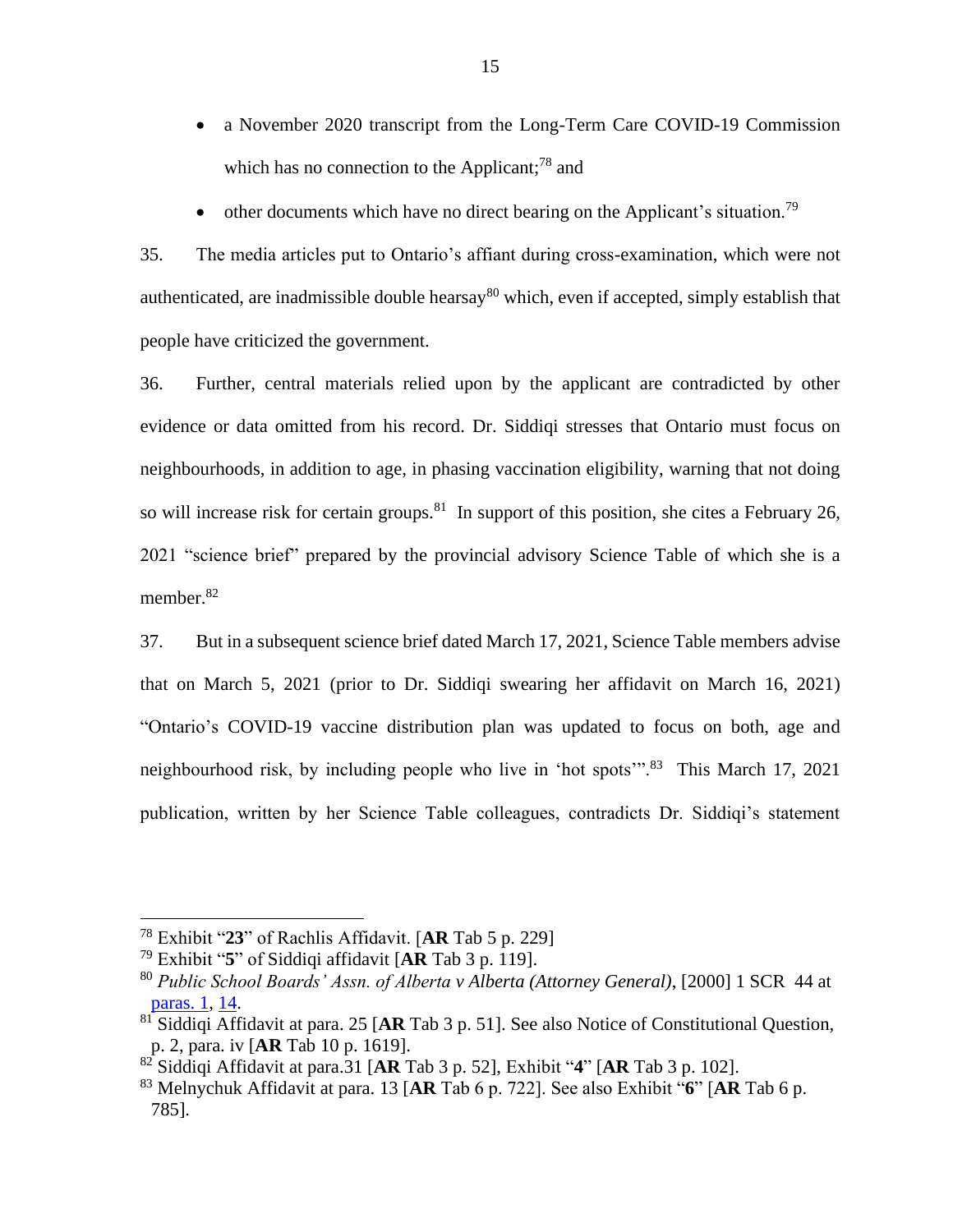- a November 2020 transcript from the Long-Term Care COVID-19 Commission which has no connection to the Applicant;[78] and
- other documents which have no direct bearing on the Applicant's situation.[79]

35. The media articles put to Ontario's affiant during cross-examination, which were not authenticated, are inadmissible double hearsay[80] which, even if accepted, simply establish that people have criticized the government.

36. Further, central materials relied upon by the applicant are contradicted by other evidence or data omitted from his record. Dr. Siddiqi stresses that Ontario must focus on neighbourhoods, in addition to age, in phasing vaccination eligibility, warning that not doing so will increase risk for certain groups.[81] In support of this position, she cites a February 26, 2021 "science brief" prepared by the provincial advisory Science Table of which she is a member.[82]

37. But in a subsequent science brief dated March 17, 2021, Science Table members advise that on March 5, 2021 (prior to Dr. Siddiqi swearing her affidavit on March 16, 2021) "Ontario's COVID-19 vaccine distribution plan was updated to focus on both, age and neighbourhood risk, by including people who live in 'hot spots'".[83] This March 17, 2021 publication, written by her Science Table colleagues, contradicts Dr. Siddiqi's statement

---

[78] Exhibit "**23**" of Rachlis Affidavit. [**AR** Tab 5 p. 229]

[79] Exhibit "**5**" of Siddiqi affidavit [**AR** Tab 3 p. 119].

[80] *Public School Boards' Assn. of Alberta v Alberta (Attorney General)*, [2000] 1 SCR 44 at paras. 1, 14.

[81] Siddiqi Affidavit at para. 25 [**AR** Tab 3 p. 51]. See also Notice of Constitutional Question, p. 2, para. iv [**AR** Tab 10 p. 1619].

[82] Siddiqi Affidavit at para.31 [**AR** Tab 3 p. 52], Exhibit "**4**" [**AR** Tab 3 p. 102].

[83] Melnychuk Affidavit at para. 13 [**AR** Tab 6 p. 722]. See also Exhibit "**6**" [**AR** Tab 6 p. 785].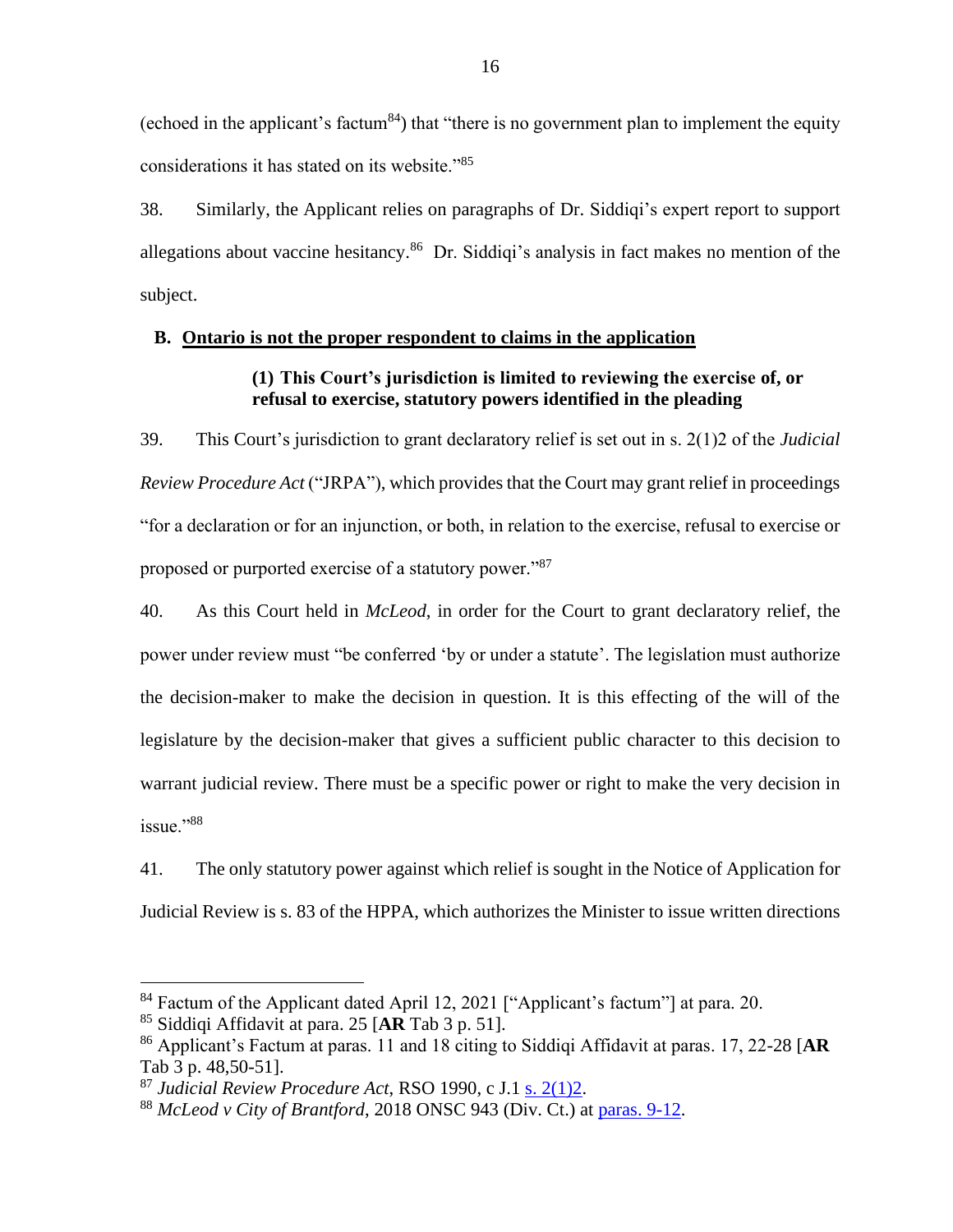(echoed in the applicant's factum[84]) that "there is no government plan to implement the equity considerations it has stated on its website."[85]

38. Similarly, the Applicant relies on paragraphs of Dr. Siddiqi's expert report to support allegations about vaccine hesitancy.[86] Dr. Siddiqi's analysis in fact makes no mention of the subject.

## B. Ontario is not the proper respondent to claims in the application

### (1) This Court's jurisdiction is limited to reviewing the exercise of, or refusal to exercise, statutory powers identified in the pleading

39. This Court's jurisdiction to grant declaratory relief is set out in s. 2(1)2 of the *Judicial Review Procedure Act* ("JRPA"), which provides that the Court may grant relief in proceedings "for a declaration or for an injunction, or both, in relation to the exercise, refusal to exercise or proposed or purported exercise of a statutory power."[87]

40. As this Court held in *McLeod*, in order for the Court to grant declaratory relief, the power under review must "be conferred 'by or under a statute'. The legislation must authorize the decision-maker to make the decision in question. It is this effecting of the will of the legislature by the decision-maker that gives a sufficient public character to this decision to warrant judicial review. There must be a specific power or right to make the very decision in issue."[88]

41. The only statutory power against which relief is sought in the Notice of Application for Judicial Review is s. 83 of the HPPA, which authorizes the Minister to issue written directions

---

[84] Factum of the Applicant dated April 12, 2021 ["Applicant's factum"] at para. 20.

[85] Siddiqi Affidavit at para. 25 [**AR** Tab 3 p. 51].

[86] Applicant's Factum at paras. 11 and 18 citing to Siddiqi Affidavit at paras. 17, 22-28 [**AR** Tab 3 p. 48,50-51].

[87] *Judicial Review Procedure Act*, RSO 1990, c J.1 s. 2(1)2.

[88] *McLeod v City of Brantford*, 2018 ONSC 943 (Div. Ct.) at paras. 9-12.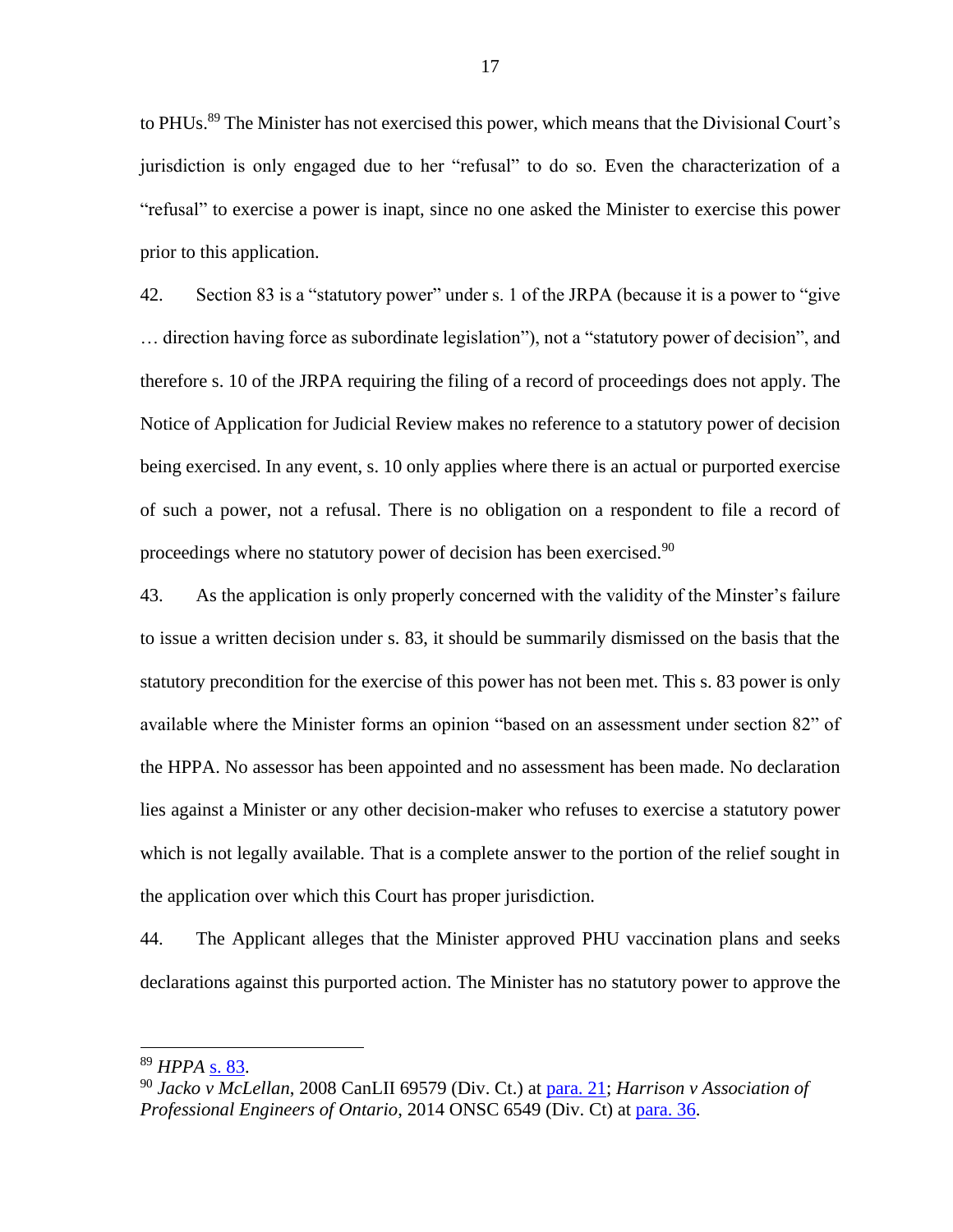to PHUs.[89] The Minister has not exercised this power, which means that the Divisional Court's jurisdiction is only engaged due to her "refusal" to do so. Even the characterization of a "refusal" to exercise a power is inapt, since no one asked the Minister to exercise this power prior to this application.

42. Section 83 is a "statutory power" under s. 1 of the JRPA (because it is a power to "give … direction having force as subordinate legislation"), not a "statutory power of decision", and therefore s. 10 of the JRPA requiring the filing of a record of proceedings does not apply. The Notice of Application for Judicial Review makes no reference to a statutory power of decision being exercised. In any event, s. 10 only applies where there is an actual or purported exercise of such a power, not a refusal. There is no obligation on a respondent to file a record of proceedings where no statutory power of decision has been exercised.[90]

43. As the application is only properly concerned with the validity of the Minster's failure to issue a written decision under s. 83, it should be summarily dismissed on the basis that the statutory precondition for the exercise of this power has not been met. This s. 83 power is only available where the Minister forms an opinion "based on an assessment under section 82" of the HPPA. No assessor has been appointed and no assessment has been made. No declaration lies against a Minister or any other decision-maker who refuses to exercise a statutory power which is not legally available. That is a complete answer to the portion of the relief sought in the application over which this Court has proper jurisdiction.

44. The Applicant alleges that the Minister approved PHU vaccination plans and seeks declarations against this purported action. The Minister has no statutory power to approve the

---

[89] *HPPA* s. 83.

[90] *Jacko v McLellan*, 2008 CanLII 69579 (Div. Ct.) at para. 21; *Harrison v Association of Professional Engineers of Ontario*, 2014 ONSC 6549 (Div. Ct) at para. 36.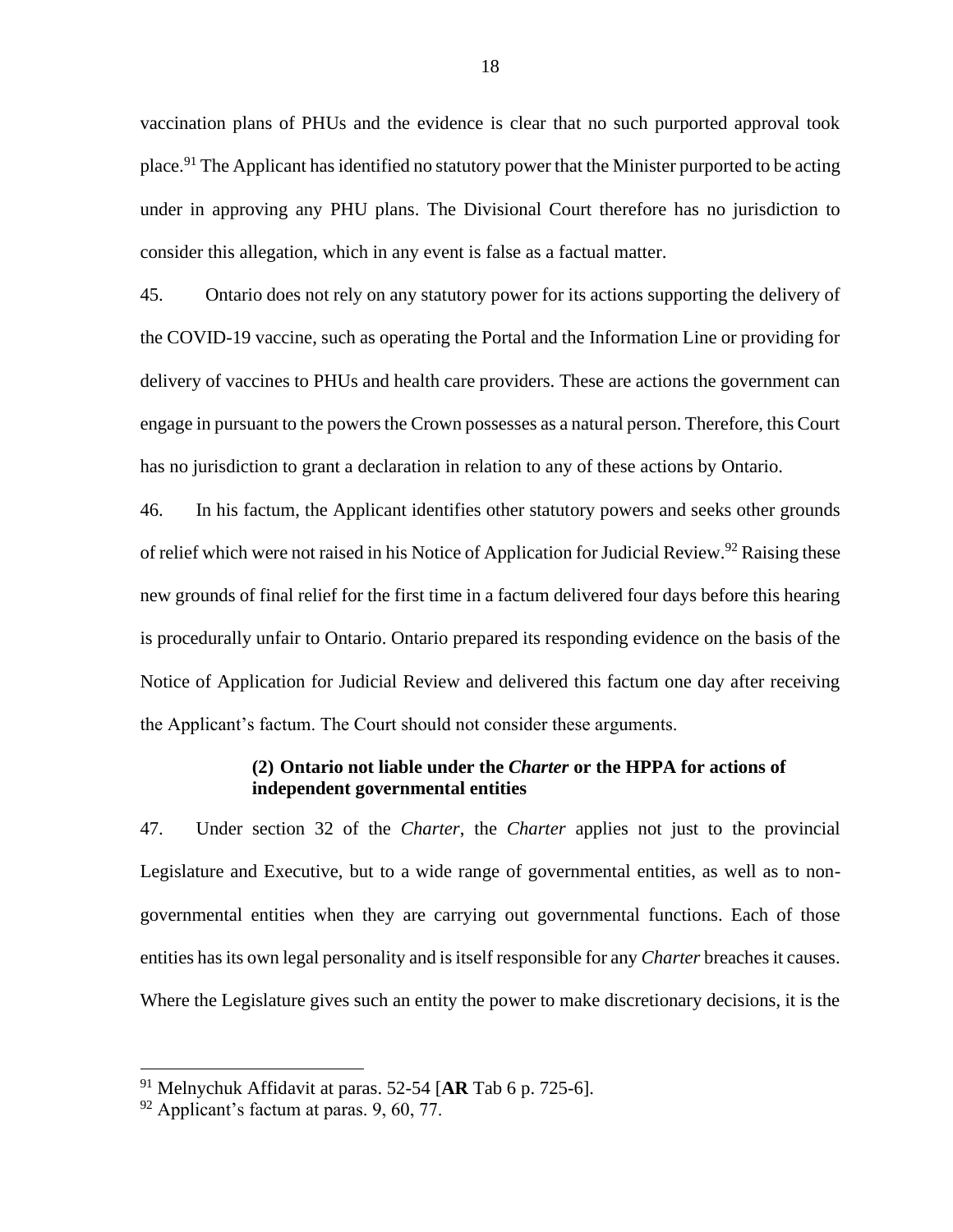vaccination plans of PHUs and the evidence is clear that no such purported approval took place.[91] The Applicant has identified no statutory power that the Minister purported to be acting under in approving any PHU plans. The Divisional Court therefore has no jurisdiction to consider this allegation, which in any event is false as a factual matter.

45. Ontario does not rely on any statutory power for its actions supporting the delivery of the COVID-19 vaccine, such as operating the Portal and the Information Line or providing for delivery of vaccines to PHUs and health care providers. These are actions the government can engage in pursuant to the powers the Crown possesses as a natural person. Therefore, this Court has no jurisdiction to grant a declaration in relation to any of these actions by Ontario.

46. In his factum, the Applicant identifies other statutory powers and seeks other grounds of relief which were not raised in his Notice of Application for Judicial Review.[92] Raising these new grounds of final relief for the first time in a factum delivered four days before this hearing is procedurally unfair to Ontario. Ontario prepared its responding evidence on the basis of the Notice of Application for Judicial Review and delivered this factum one day after receiving the Applicant's factum. The Court should not consider these arguments.

### (2) Ontario not liable under the *Charter* or the HPPA for actions of independent governmental entities

47. Under section 32 of the *Charter*, the *Charter* applies not just to the provincial Legislature and Executive, but to a wide range of governmental entities, as well as to non-governmental entities when they are carrying out governmental functions. Each of those entities has its own legal personality and is itself responsible for any *Charter* breaches it causes. Where the Legislature gives such an entity the power to make discretionary decisions, it is the

---

[91] Melnychuk Affidavit at paras. 52-54 [**AR** Tab 6 p. 725-6].

[92] Applicant's factum at paras. 9, 60, 77.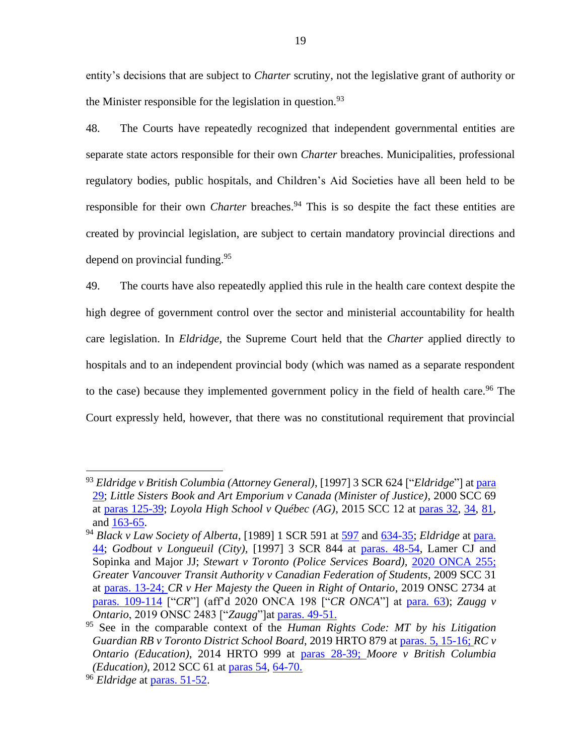entity's decisions that are subject to *Charter* scrutiny, not the legislative grant of authority or the Minister responsible for the legislation in question.[93]

48. The Courts have repeatedly recognized that independent governmental entities are separate state actors responsible for their own *Charter* breaches. Municipalities, professional regulatory bodies, public hospitals, and Children's Aid Societies have all been held to be responsible for their own *Charter* breaches.[94] This is so despite the fact these entities are created by provincial legislation, are subject to certain mandatory provincial directions and depend on provincial funding.[95]

49. The courts have also repeatedly applied this rule in the health care context despite the high degree of government control over the sector and ministerial accountability for health care legislation. In *Eldridge*, the Supreme Court held that the *Charter* applied directly to hospitals and to an independent provincial body (which was named as a separate respondent to the case) because they implemented government policy in the field of health care.[96] The Court expressly held, however, that there was no constitutional requirement that provincial

---

[93] *Eldridge v British Columbia (Attorney General)*, [1997] 3 SCR 624 ["*Eldridge*"] at para 29; *Little Sisters Book and Art Emporium v Canada (Minister of Justice)*, 2000 SCC 69 at paras 125-39; *Loyola High School v Québec (AG)*, 2015 SCC 12 at paras 32, 34, 81, and 163-65.

[94] *Black v Law Society of Alberta*, [1989] 1 SCR 591 at 597 and 634-35; *Eldridge* at para. 44; *Godbout v Longueuil (City)*, [1997] 3 SCR 844 at paras. 48-54, Lamer CJ and Sopinka and Major JJ; *Stewart v Toronto (Police Services Board)*, 2020 ONCA 255; *Greater Vancouver Transit Authority v Canadian Federation of Students*, 2009 SCC 31 at paras. 13-24; *CR v Her Majesty the Queen in Right of Ontario*, 2019 ONSC 2734 at paras. 109-114 ["*CR*"] (aff'd 2020 ONCA 198 ["*CR ONCA*"] at para. 63); *Zaugg v Ontario*, 2019 ONSC 2483 ["*Zaugg*"]at paras. 49-51.

[95] See in the comparable context of the *Human Rights Code: MT by his Litigation Guardian RB v Toronto District School Board*, 2019 HRTO 879 at paras. 5, 15-16; *RC v Ontario (Education)*, 2014 HRTO 999 at paras 28-39; *Moore v British Columbia (Education)*, 2012 SCC 61 at paras 54, 64-70.

[96] *Eldridge* at paras. 51-52.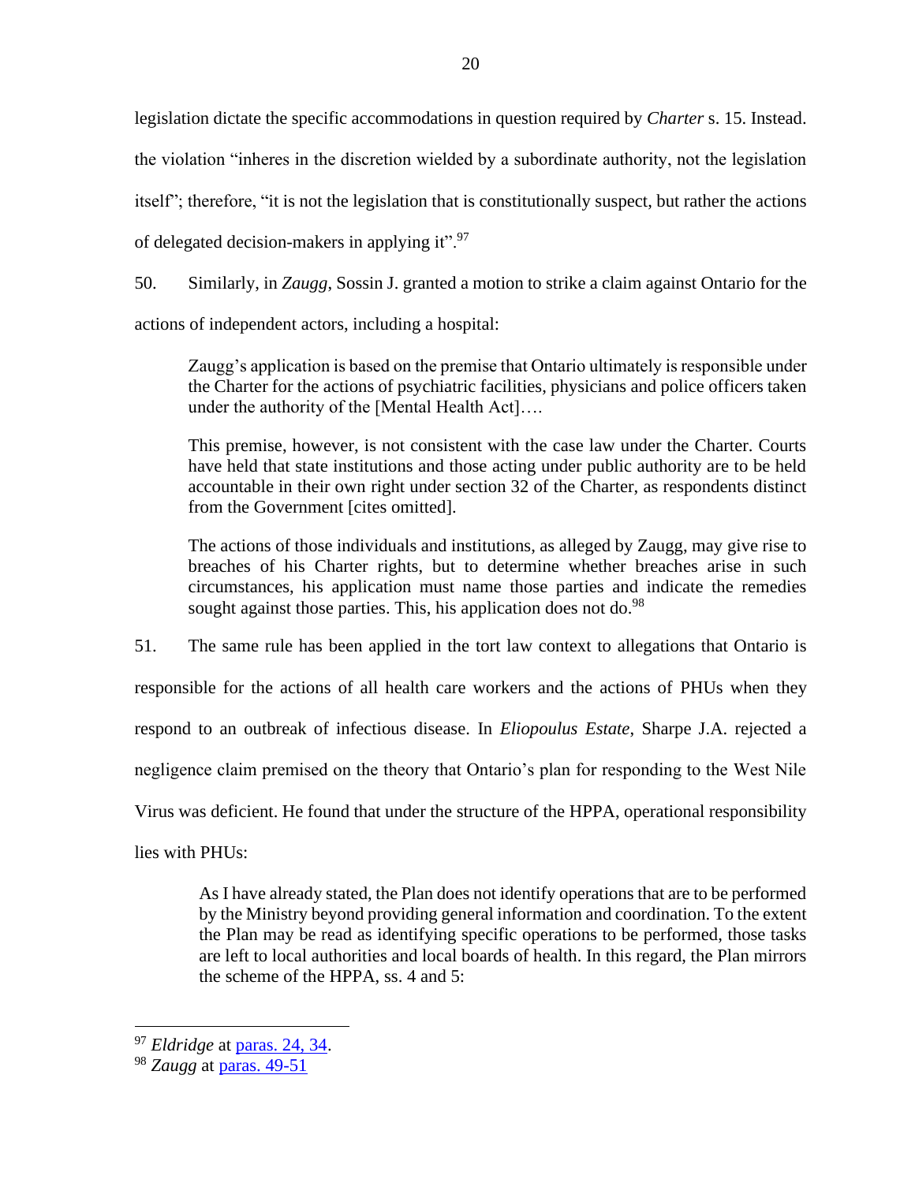legislation dictate the specific accommodations in question required by *Charter* s. 15. Instead. the violation "inheres in the discretion wielded by a subordinate authority, not the legislation itself"; therefore, "it is not the legislation that is constitutionally suspect, but rather the actions of delegated decision-makers in applying it".[97]

50. Similarly, in *Zaugg*, Sossin J. granted a motion to strike a claim against Ontario for the actions of independent actors, including a hospital:

> Zaugg's application is based on the premise that Ontario ultimately is responsible under the Charter for the actions of psychiatric facilities, physicians and police officers taken under the authority of the [Mental Health Act]….
>
> This premise, however, is not consistent with the case law under the Charter. Courts have held that state institutions and those acting under public authority are to be held accountable in their own right under section 32 of the Charter, as respondents distinct from the Government [cites omitted].
>
> The actions of those individuals and institutions, as alleged by Zaugg, may give rise to breaches of his Charter rights, but to determine whether breaches arise in such circumstances, his application must name those parties and indicate the remedies sought against those parties. This, his application does not do.[98]

51. The same rule has been applied in the tort law context to allegations that Ontario is responsible for the actions of all health care workers and the actions of PHUs when they respond to an outbreak of infectious disease. In *Eliopoulus Estate*, Sharpe J.A. rejected a negligence claim premised on the theory that Ontario's plan for responding to the West Nile Virus was deficient. He found that under the structure of the HPPA, operational responsibility lies with PHUs:

> As I have already stated, the Plan does not identify operations that are to be performed by the Ministry beyond providing general information and coordination. To the extent the Plan may be read as identifying specific operations to be performed, those tasks are left to local authorities and local boards of health. In this regard, the Plan mirrors the scheme of the HPPA, ss. 4 and 5:

---

[97] *Eldridge* at paras. 24, 34.

[98] *Zaugg* at paras. 49-51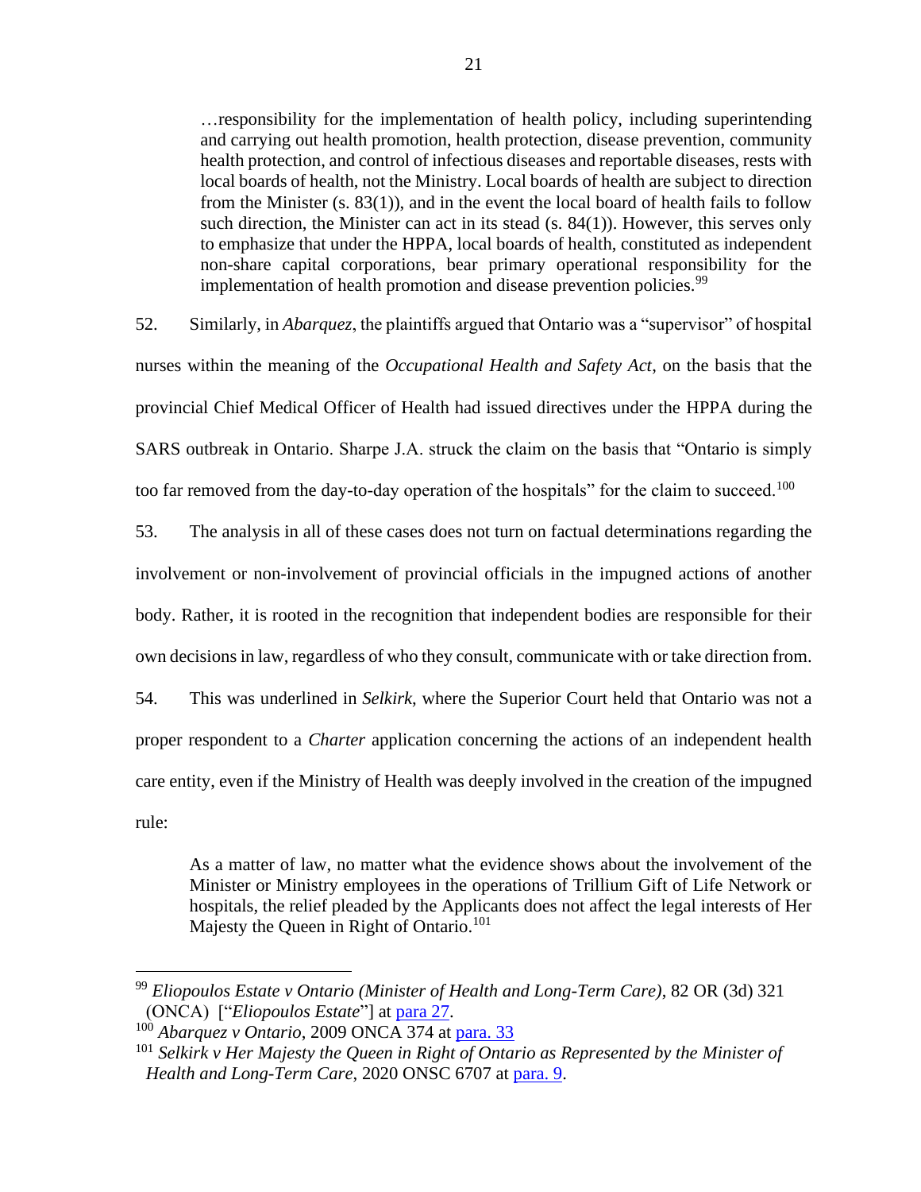> …responsibility for the implementation of health policy, including superintending and carrying out health promotion, health protection, disease prevention, community health protection, and control of infectious diseases and reportable diseases, rests with local boards of health, not the Ministry. Local boards of health are subject to direction from the Minister (s. 83(1)), and in the event the local board of health fails to follow such direction, the Minister can act in its stead (s. 84(1)). However, this serves only to emphasize that under the HPPA, local boards of health, constituted as independent non-share capital corporations, bear primary operational responsibility for the implementation of health promotion and disease prevention policies.[99]

52. Similarly, in *Abarquez*, the plaintiffs argued that Ontario was a "supervisor" of hospital nurses within the meaning of the *Occupational Health and Safety Act*, on the basis that the provincial Chief Medical Officer of Health had issued directives under the HPPA during the SARS outbreak in Ontario. Sharpe J.A. struck the claim on the basis that "Ontario is simply too far removed from the day-to-day operation of the hospitals" for the claim to succeed.[100]

53. The analysis in all of these cases does not turn on factual determinations regarding the involvement or non-involvement of provincial officials in the impugned actions of another body. Rather, it is rooted in the recognition that independent bodies are responsible for their own decisions in law, regardless of who they consult, communicate with or take direction from.

54. This was underlined in *Selkirk*, where the Superior Court held that Ontario was not a proper respondent to a *Charter* application concerning the actions of an independent health care entity, even if the Ministry of Health was deeply involved in the creation of the impugned rule:

> As a matter of law, no matter what the evidence shows about the involvement of the Minister or Ministry employees in the operations of Trillium Gift of Life Network or hospitals, the relief pleaded by the Applicants does not affect the legal interests of Her Majesty the Queen in Right of Ontario.[101]

---

[99] *Eliopoulos Estate v Ontario (Minister of Health and Long-Term Care)*, 82 OR (3d) 321 (ONCA) ["*Eliopoulos Estate*"] at para 27.

[100] *Abarquez v Ontario*, 2009 ONCA 374 at para. 33

[101] *Selkirk v Her Majesty the Queen in Right of Ontario as Represented by the Minister of Health and Long-Term Care*, 2020 ONSC 6707 at para. 9.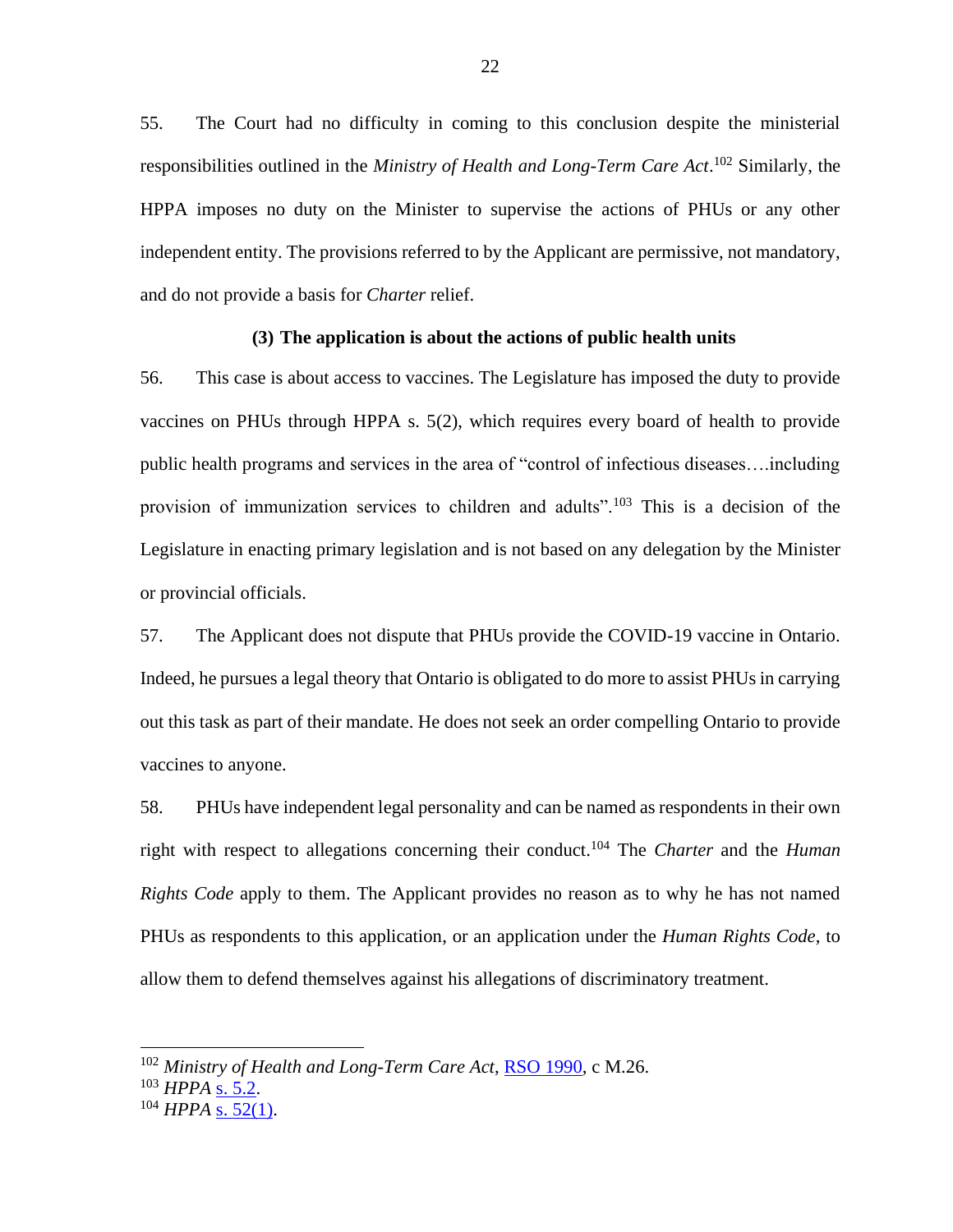55. The Court had no difficulty in coming to this conclusion despite the ministerial responsibilities outlined in the *Ministry of Health and Long-Term Care Act*.[102] Similarly, the HPPA imposes no duty on the Minister to supervise the actions of PHUs or any other independent entity. The provisions referred to by the Applicant are permissive, not mandatory, and do not provide a basis for *Charter* relief.

### (3) The application is about the actions of public health units

56. This case is about access to vaccines. The Legislature has imposed the duty to provide vaccines on PHUs through HPPA s. 5(2), which requires every board of health to provide public health programs and services in the area of "control of infectious diseases….including provision of immunization services to children and adults".[103] This is a decision of the Legislature in enacting primary legislation and is not based on any delegation by the Minister or provincial officials.

57. The Applicant does not dispute that PHUs provide the COVID-19 vaccine in Ontario. Indeed, he pursues a legal theory that Ontario is obligated to do more to assist PHUs in carrying out this task as part of their mandate. He does not seek an order compelling Ontario to provide vaccines to anyone.

58. PHUs have independent legal personality and can be named as respondents in their own right with respect to allegations concerning their conduct.[104] The *Charter* and the *Human Rights Code* apply to them. The Applicant provides no reason as to why he has not named PHUs as respondents to this application, or an application under the *Human Rights Code*, to allow them to defend themselves against his allegations of discriminatory treatment.

---

[102] *Ministry of Health and Long-Term Care Act*, RSO 1990, c M.26.

[103] *HPPA* s. 5.2.

[104] *HPPA* s. 52(1).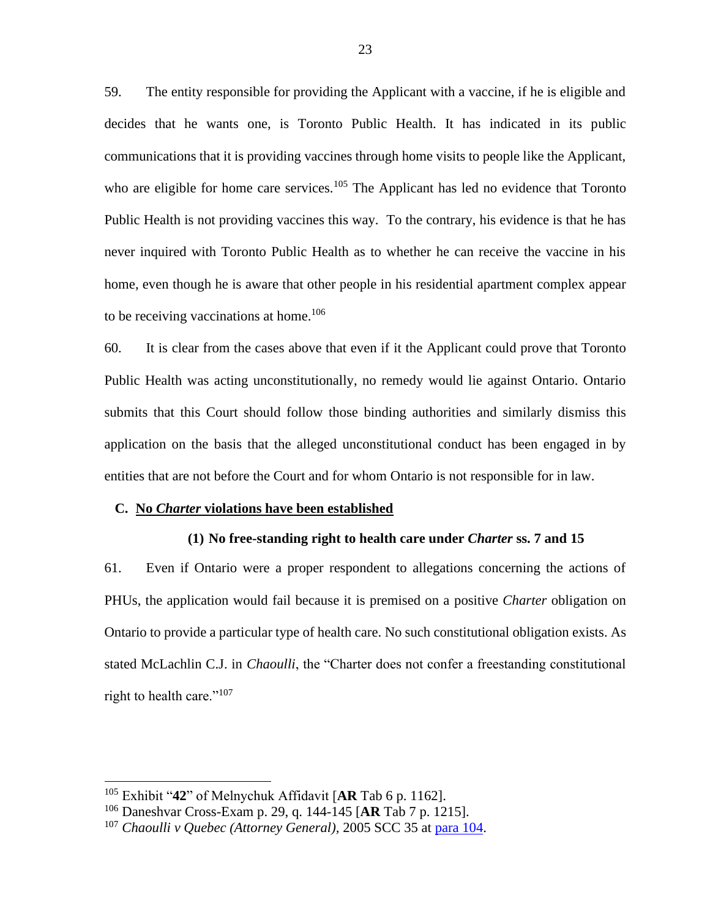59. The entity responsible for providing the Applicant with a vaccine, if he is eligible and decides that he wants one, is Toronto Public Health. It has indicated in its public communications that it is providing vaccines through home visits to people like the Applicant, who are eligible for home care services.[105] The Applicant has led no evidence that Toronto Public Health is not providing vaccines this way. To the contrary, his evidence is that he has never inquired with Toronto Public Health as to whether he can receive the vaccine in his home, even though he is aware that other people in his residential apartment complex appear to be receiving vaccinations at home.[106]

60. It is clear from the cases above that even if it the Applicant could prove that Toronto Public Health was acting unconstitutionally, no remedy would lie against Ontario. Ontario submits that this Court should follow those binding authorities and similarly dismiss this application on the basis that the alleged unconstitutional conduct has been engaged in by entities that are not before the Court and for whom Ontario is not responsible for in law.

## C. <u>No *Charter* violations have been established</u>

### (1) No free-standing right to health care under *Charter* ss. 7 and 15

61. Even if Ontario were a proper respondent to allegations concerning the actions of PHUs, the application would fail because it is premised on a positive *Charter* obligation on Ontario to provide a particular type of health care. No such constitutional obligation exists. As stated McLachlin C.J. in *Chaoulli*, the "Charter does not confer a freestanding constitutional right to health care."[107]

---

[105] Exhibit "**42**" of Melnychuk Affidavit [**AR** Tab 6 p. 1162].

[106] Daneshvar Cross-Exam p. 29, q. 144-145 [**AR** Tab 7 p. 1215].

[107] *Chaoulli v Quebec (Attorney General),* 2005 SCC 35 at para 104.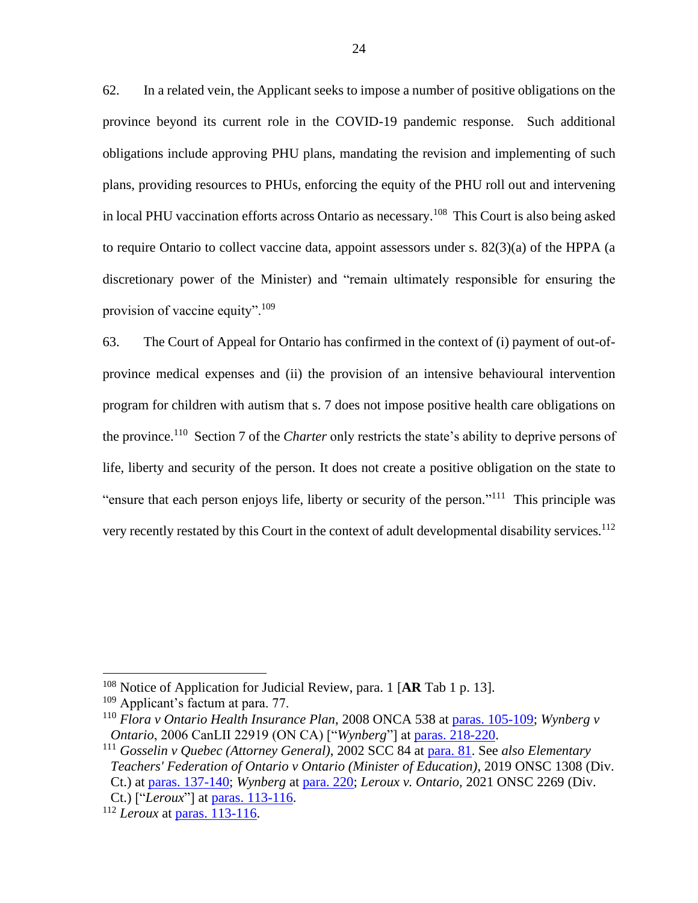62. In a related vein, the Applicant seeks to impose a number of positive obligations on the province beyond its current role in the COVID-19 pandemic response. Such additional obligations include approving PHU plans, mandating the revision and implementing of such plans, providing resources to PHUs, enforcing the equity of the PHU roll out and intervening in local PHU vaccination efforts across Ontario as necessary.[108] This Court is also being asked to require Ontario to collect vaccine data, appoint assessors under s. 82(3)(a) of the HPPA (a discretionary power of the Minister) and "remain ultimately responsible for ensuring the provision of vaccine equity".[109]

63. The Court of Appeal for Ontario has confirmed in the context of (i) payment of out-of-province medical expenses and (ii) the provision of an intensive behavioural intervention program for children with autism that s. 7 does not impose positive health care obligations on the province.[110] Section 7 of the *Charter* only restricts the state's ability to deprive persons of life, liberty and security of the person. It does not create a positive obligation on the state to "ensure that each person enjoys life, liberty or security of the person."[111] This principle was very recently restated by this Court in the context of adult developmental disability services.[112]

---

[108] Notice of Application for Judicial Review, para. 1 [**AR** Tab 1 p. 13].

[109] Applicant's factum at para. 77.

[110] *Flora v Ontario Health Insurance Plan*, 2008 ONCA 538 at paras. 105-109; *Wynberg v Ontario*, 2006 CanLII 22919 (ON CA) ["*Wynberg*"] at paras. 218-220.

[111] *Gosselin v Quebec (Attorney General)*, 2002 SCC 84 at para. 81. See *also Elementary Teachers' Federation of Ontario v Ontario (Minister of Education)*, 2019 ONSC 1308 (Div. Ct.) at paras. 137-140; *Wynberg* at para. 220; *Leroux v. Ontario*, 2021 ONSC 2269 (Div. Ct.) ["*Leroux*"] at paras. 113-116.

[112] *Leroux* at paras. 113-116.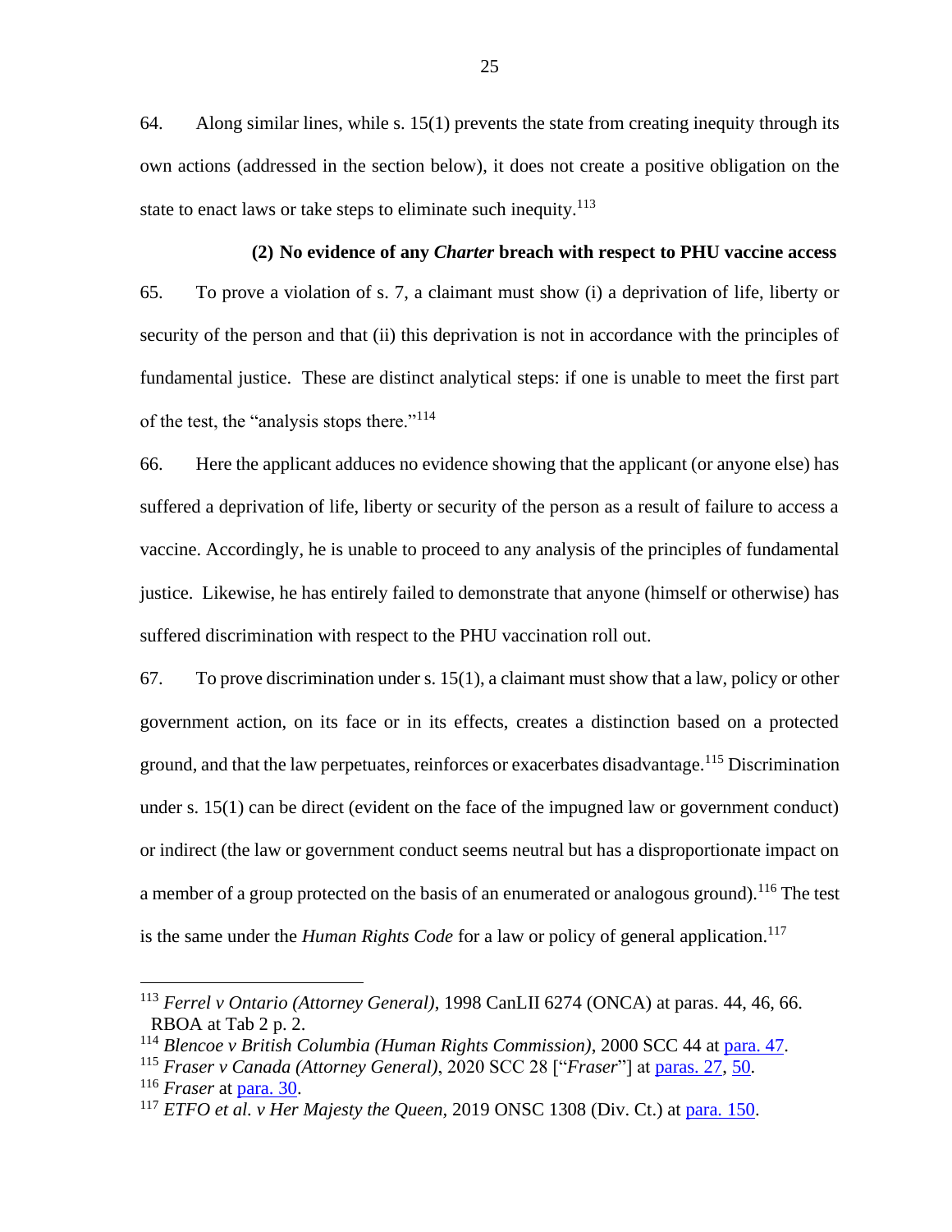64. Along similar lines, while s. 15(1) prevents the state from creating inequity through its own actions (addressed in the section below), it does not create a positive obligation on the state to enact laws or take steps to eliminate such inequity.[113]

**(2) No evidence of any *Charter* breach with respect to PHU vaccine access**

65. To prove a violation of s. 7, a claimant must show (i) a deprivation of life, liberty or security of the person and that (ii) this deprivation is not in accordance with the principles of fundamental justice. These are distinct analytical steps: if one is unable to meet the first part of the test, the "analysis stops there."[114]

66. Here the applicant adduces no evidence showing that the applicant (or anyone else) has suffered a deprivation of life, liberty or security of the person as a result of failure to access a vaccine. Accordingly, he is unable to proceed to any analysis of the principles of fundamental justice. Likewise, he has entirely failed to demonstrate that anyone (himself or otherwise) has suffered discrimination with respect to the PHU vaccination roll out.

67. To prove discrimination under s. 15(1), a claimant must show that a law, policy or other government action, on its face or in its effects, creates a distinction based on a protected ground, and that the law perpetuates, reinforces or exacerbates disadvantage.[115] Discrimination under s. 15(1) can be direct (evident on the face of the impugned law or government conduct) or indirect (the law or government conduct seems neutral but has a disproportionate impact on a member of a group protected on the basis of an enumerated or analogous ground).[116] The test is the same under the *Human Rights Code* for a law or policy of general application.[117]

---

[113] *Ferrel v Ontario (Attorney General)*, 1998 CanLII 6274 (ONCA) at paras. 44, 46, 66. RBOA at Tab 2 p. 2.

[114] *Blencoe v British Columbia (Human Rights Commission)*, 2000 SCC 44 at para. 47.

[115] *Fraser v Canada (Attorney General)*, 2020 SCC 28 ["*Fraser*"] at paras. 27, 50.

[116] *Fraser* at para. 30.

[117] *ETFO et al. v Her Majesty the Queen*, 2019 ONSC 1308 (Div. Ct.) at para. 150.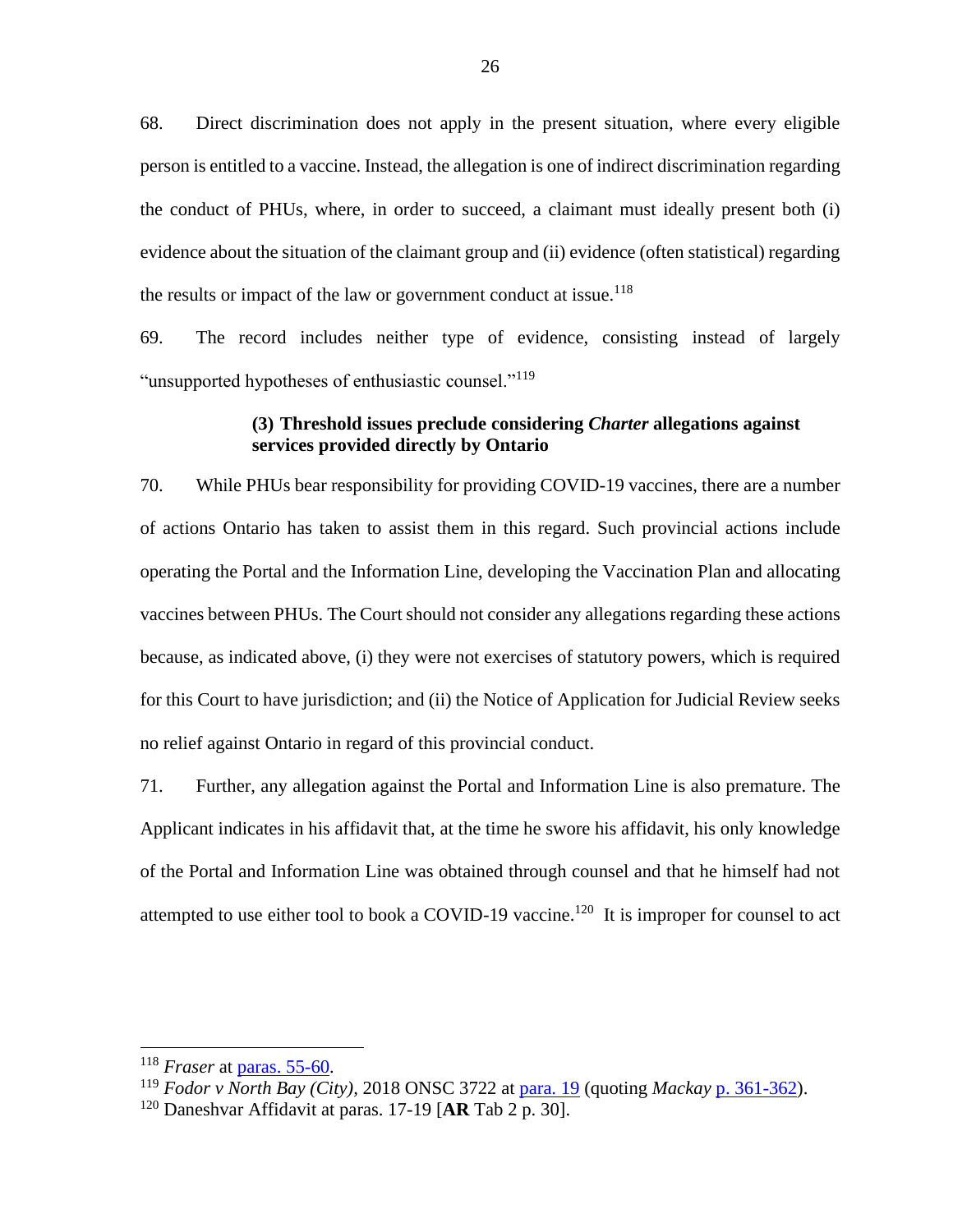68. Direct discrimination does not apply in the present situation, where every eligible person is entitled to a vaccine. Instead, the allegation is one of indirect discrimination regarding the conduct of PHUs, where, in order to succeed, a claimant must ideally present both (i) evidence about the situation of the claimant group and (ii) evidence (often statistical) regarding the results or impact of the law or government conduct at issue.[118]

69. The record includes neither type of evidence, consisting instead of largely "unsupported hypotheses of enthusiastic counsel."[119]

### (3) Threshold issues preclude considering *Charter* allegations against services provided directly by Ontario

70. While PHUs bear responsibility for providing COVID-19 vaccines, there are a number of actions Ontario has taken to assist them in this regard. Such provincial actions include operating the Portal and the Information Line, developing the Vaccination Plan and allocating vaccines between PHUs. The Court should not consider any allegations regarding these actions because, as indicated above, (i) they were not exercises of statutory powers, which is required for this Court to have jurisdiction; and (ii) the Notice of Application for Judicial Review seeks no relief against Ontario in regard of this provincial conduct.

71. Further, any allegation against the Portal and Information Line is also premature. The Applicant indicates in his affidavit that, at the time he swore his affidavit, his only knowledge of the Portal and Information Line was obtained through counsel and that he himself had not attempted to use either tool to book a COVID-19 vaccine.[120] It is improper for counsel to act

---

[118] *Fraser* at paras. 55-60.

[119] *Fodor v North Bay (City)*, 2018 ONSC 3722 at para. 19 (quoting *Mackay* p. 361-362).

[120] Daneshvar Affidavit at paras. 17-19 [**AR** Tab 2 p. 30].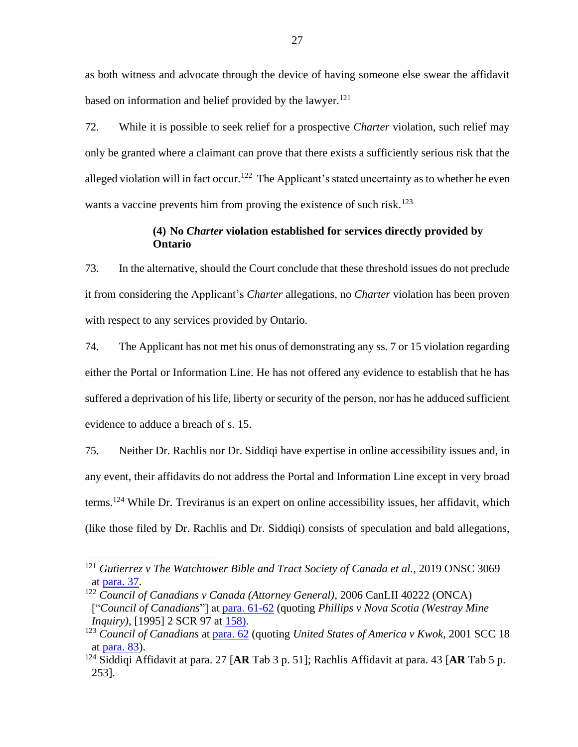as both witness and advocate through the device of having someone else swear the affidavit based on information and belief provided by the lawyer.[121]

72. While it is possible to seek relief for a prospective *Charter* violation, such relief may only be granted where a claimant can prove that there exists a sufficiently serious risk that the alleged violation will in fact occur.[122] The Applicant's stated uncertainty as to whether he even wants a vaccine prevents him from proving the existence of such risk.[123]

#### (4) No *Charter* violation established for services directly provided by Ontario

73. In the alternative, should the Court conclude that these threshold issues do not preclude it from considering the Applicant's *Charter* allegations, no *Charter* violation has been proven with respect to any services provided by Ontario.

74. The Applicant has not met his onus of demonstrating any ss. 7 or 15 violation regarding either the Portal or Information Line. He has not offered any evidence to establish that he has suffered a deprivation of his life, liberty or security of the person, nor has he adduced sufficient evidence to adduce a breach of s. 15.

75. Neither Dr. Rachlis nor Dr. Siddiqi have expertise in online accessibility issues and, in any event, their affidavits do not address the Portal and Information Line except in very broad terms.[124] While Dr. Treviranus is an expert on online accessibility issues, her affidavit, which (like those filed by Dr. Rachlis and Dr. Siddiqi) consists of speculation and bald allegations,

---

[121] *Gutierrez v The Watchtower Bible and Tract Society of Canada et al.*, 2019 ONSC 3069 at para. 37.

[122] *Council of Canadians v Canada (Attorney General)*, 2006 CanLII 40222 (ONCA) ["*Council of Canadians*"] at para. 61-62 (quoting *Phillips v Nova Scotia (Westray Mine Inquiry)*, [1995] 2 SCR 97 at 158).

[123] *Council of Canadians* at para. 62 (quoting *United States of America v Kwok*, 2001 SCC 18 at para. 83).

[124] Siddiqi Affidavit at para. 27 [**AR** Tab 3 p. 51]; Rachlis Affidavit at para. 43 [**AR** Tab 5 p. 253].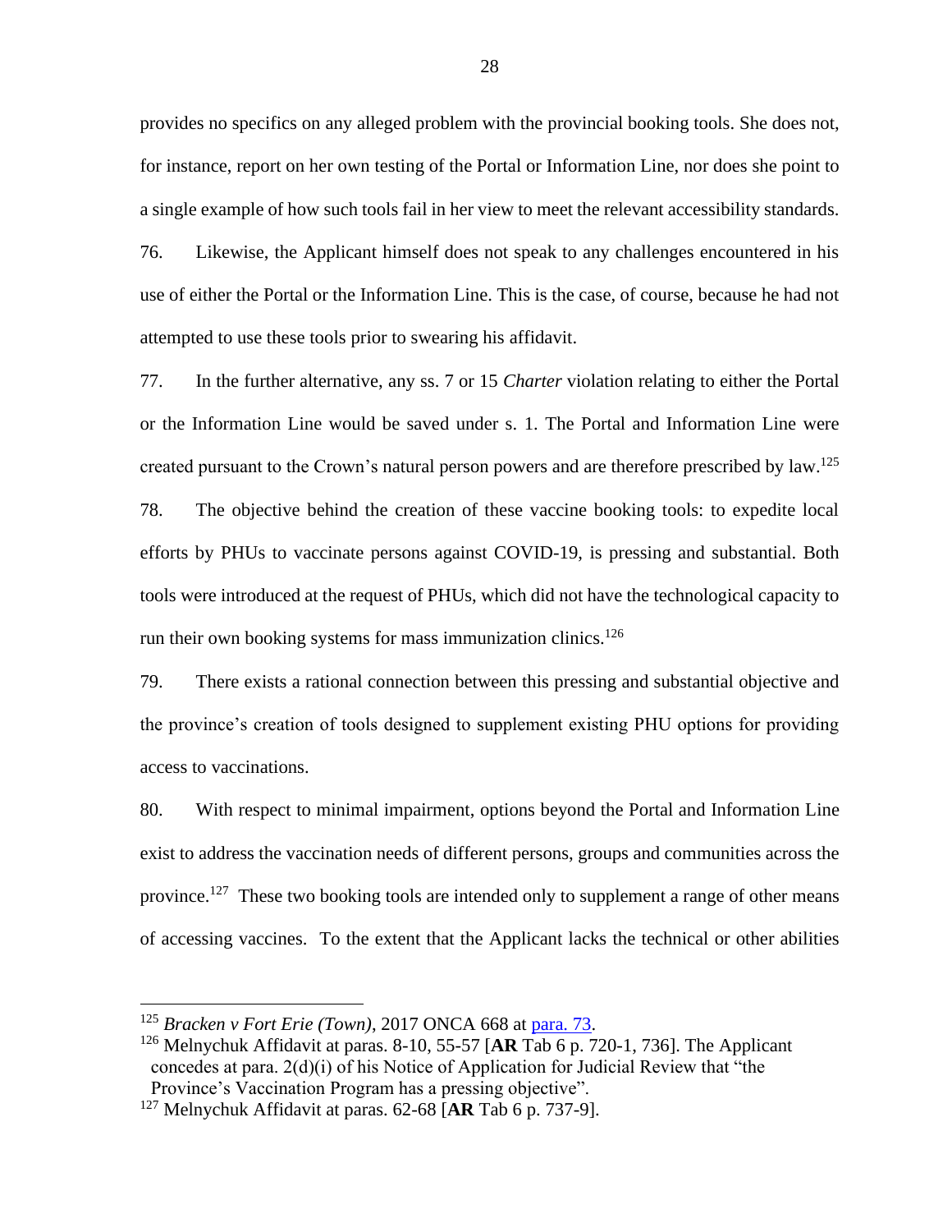provides no specifics on any alleged problem with the provincial booking tools. She does not, for instance, report on her own testing of the Portal or Information Line, nor does she point to a single example of how such tools fail in her view to meet the relevant accessibility standards.

76. Likewise, the Applicant himself does not speak to any challenges encountered in his use of either the Portal or the Information Line. This is the case, of course, because he had not attempted to use these tools prior to swearing his affidavit.

77. In the further alternative, any ss. 7 or 15 *Charter* violation relating to either the Portal or the Information Line would be saved under s. 1. The Portal and Information Line were created pursuant to the Crown's natural person powers and are therefore prescribed by law.[125]

78. The objective behind the creation of these vaccine booking tools: to expedite local efforts by PHUs to vaccinate persons against COVID-19, is pressing and substantial. Both tools were introduced at the request of PHUs, which did not have the technological capacity to run their own booking systems for mass immunization clinics.[126]

79. There exists a rational connection between this pressing and substantial objective and the province's creation of tools designed to supplement existing PHU options for providing access to vaccinations.

80. With respect to minimal impairment, options beyond the Portal and Information Line exist to address the vaccination needs of different persons, groups and communities across the province.[127] These two booking tools are intended only to supplement a range of other means of accessing vaccines. To the extent that the Applicant lacks the technical or other abilities

---

[125] *Bracken v Fort Erie (Town)*, 2017 ONCA 668 at para. 73.

[126] Melnychuk Affidavit at paras. 8-10, 55-57 [**AR** Tab 6 p. 720-1, 736]. The Applicant concedes at para. 2(d)(i) of his Notice of Application for Judicial Review that "the Province's Vaccination Program has a pressing objective".

[127] Melnychuk Affidavit at paras. 62-68 [**AR** Tab 6 p. 737-9].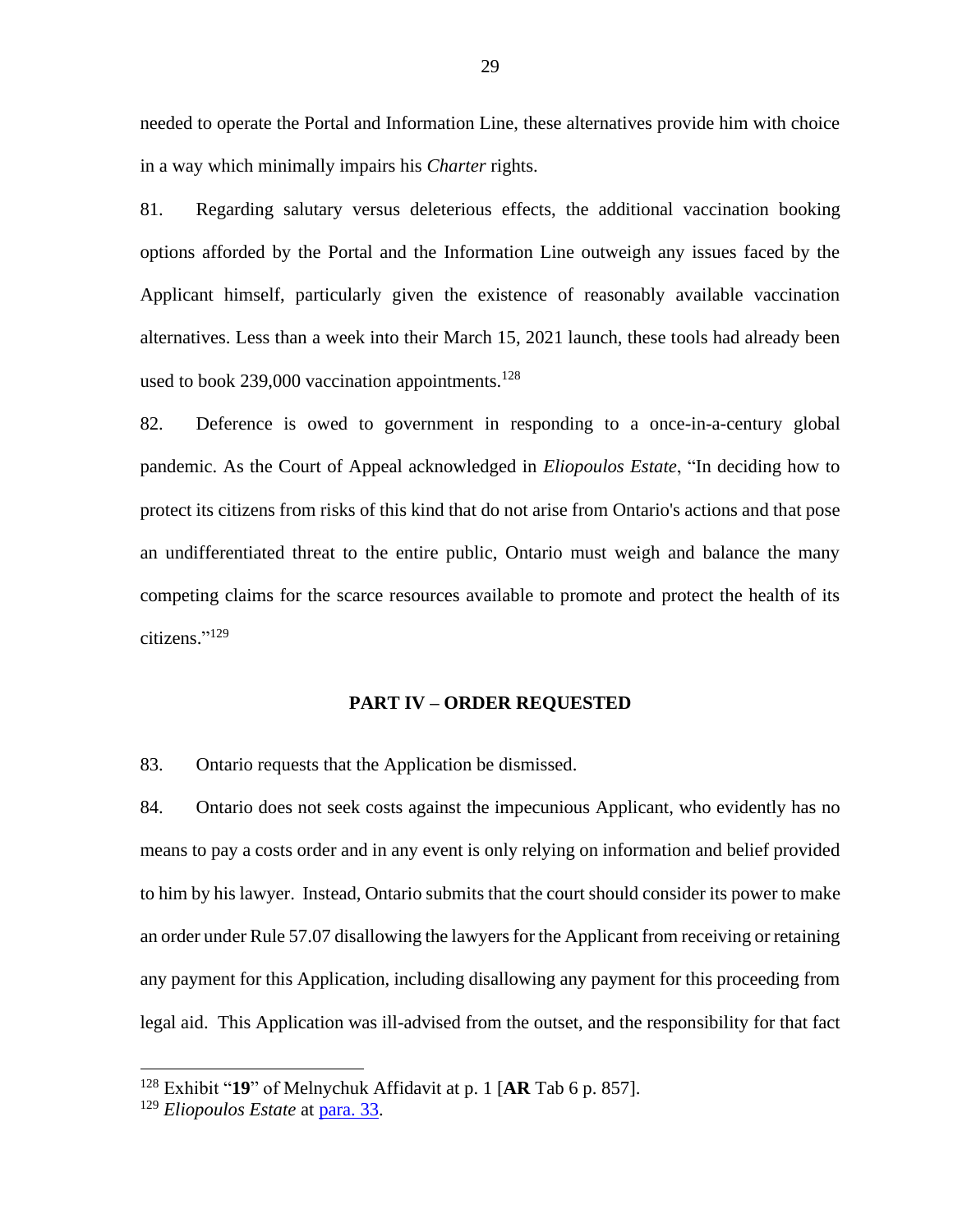needed to operate the Portal and Information Line, these alternatives provide him with choice in a way which minimally impairs his *Charter* rights.

81. Regarding salutary versus deleterious effects, the additional vaccination booking options afforded by the Portal and the Information Line outweigh any issues faced by the Applicant himself, particularly given the existence of reasonably available vaccination alternatives. Less than a week into their March 15, 2021 launch, these tools had already been used to book 239,000 vaccination appointments.[128]

82. Deference is owed to government in responding to a once-in-a-century global pandemic. As the Court of Appeal acknowledged in *Eliopoulos Estate*, "In deciding how to protect its citizens from risks of this kind that do not arise from Ontario's actions and that pose an undifferentiated threat to the entire public, Ontario must weigh and balance the many competing claims for the scarce resources available to promote and protect the health of its citizens."[129]

## PART IV – ORDER REQUESTED

83. Ontario requests that the Application be dismissed.

84. Ontario does not seek costs against the impecunious Applicant, who evidently has no means to pay a costs order and in any event is only relying on information and belief provided to him by his lawyer. Instead, Ontario submits that the court should consider its power to make an order under Rule 57.07 disallowing the lawyers for the Applicant from receiving or retaining any payment for this Application, including disallowing any payment for this proceeding from legal aid. This Application was ill-advised from the outset, and the responsibility for that fact

---

[128] Exhibit "**19**" of Melnychuk Affidavit at p. 1 [**AR** Tab 6 p. 857].

[129] *Eliopoulos Estate* at para. 33.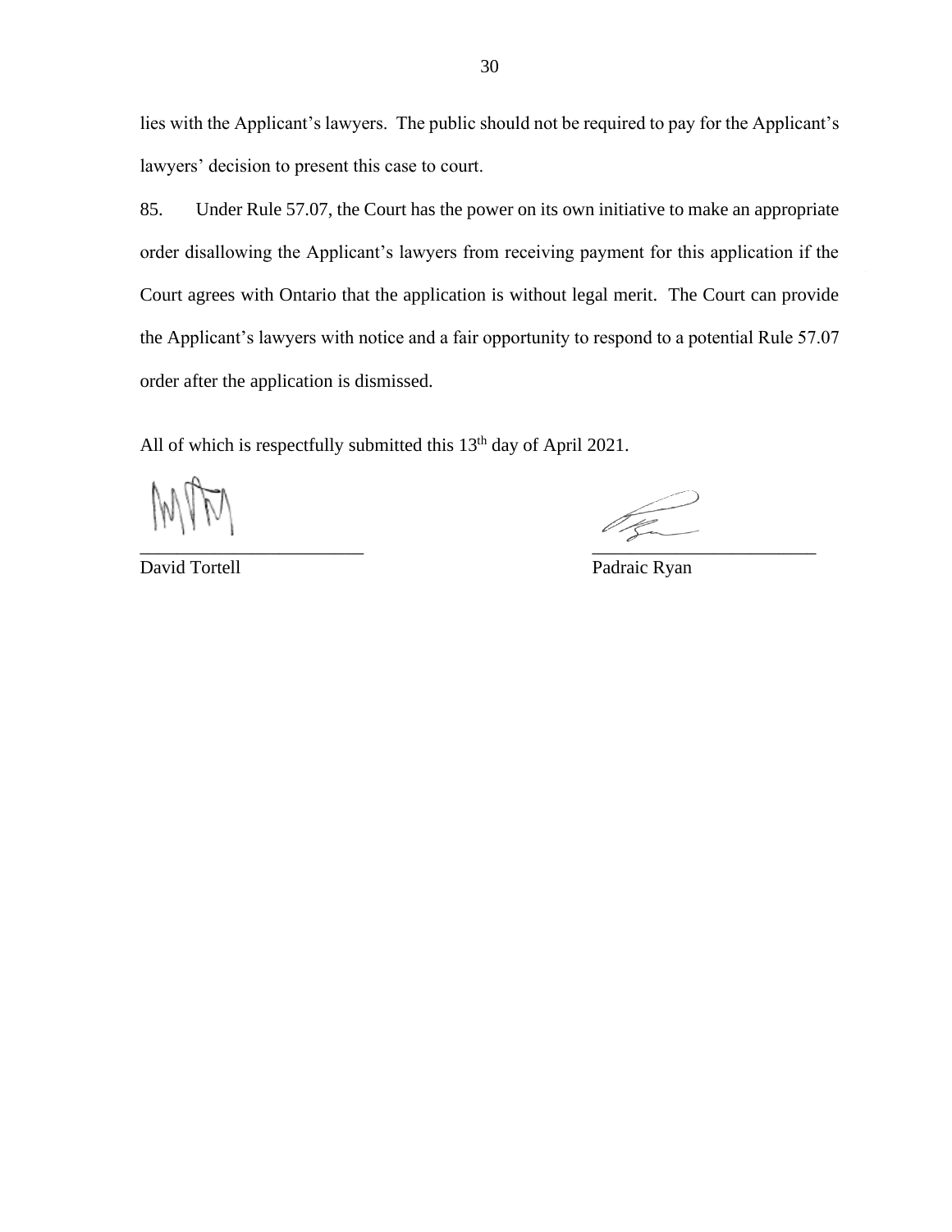lies with the Applicant's lawyers. The public should not be required to pay for the Applicant's lawyers' decision to present this case to court.

85. Under Rule 57.07, the Court has the power on its own initiative to make an appropriate order disallowing the Applicant's lawyers from receiving payment for this application if the Court agrees with Ontario that the application is without legal merit. The Court can provide the Applicant's lawyers with notice and a fair opportunity to respond to a potential Rule 57.07 order after the application is dismissed.

All of which is respectfully submitted this 13th day of April 2021.

\_\_\_\_\_\_\_\_\_\_\_\_\_\_\_\_\_\_\_\_\_\_\_\_
David Tortell

\_\_\_\_\_\_\_\_\_\_\_\_\_\_\_\_\_\_\_\_\_\_\_\_
Padraic Ryan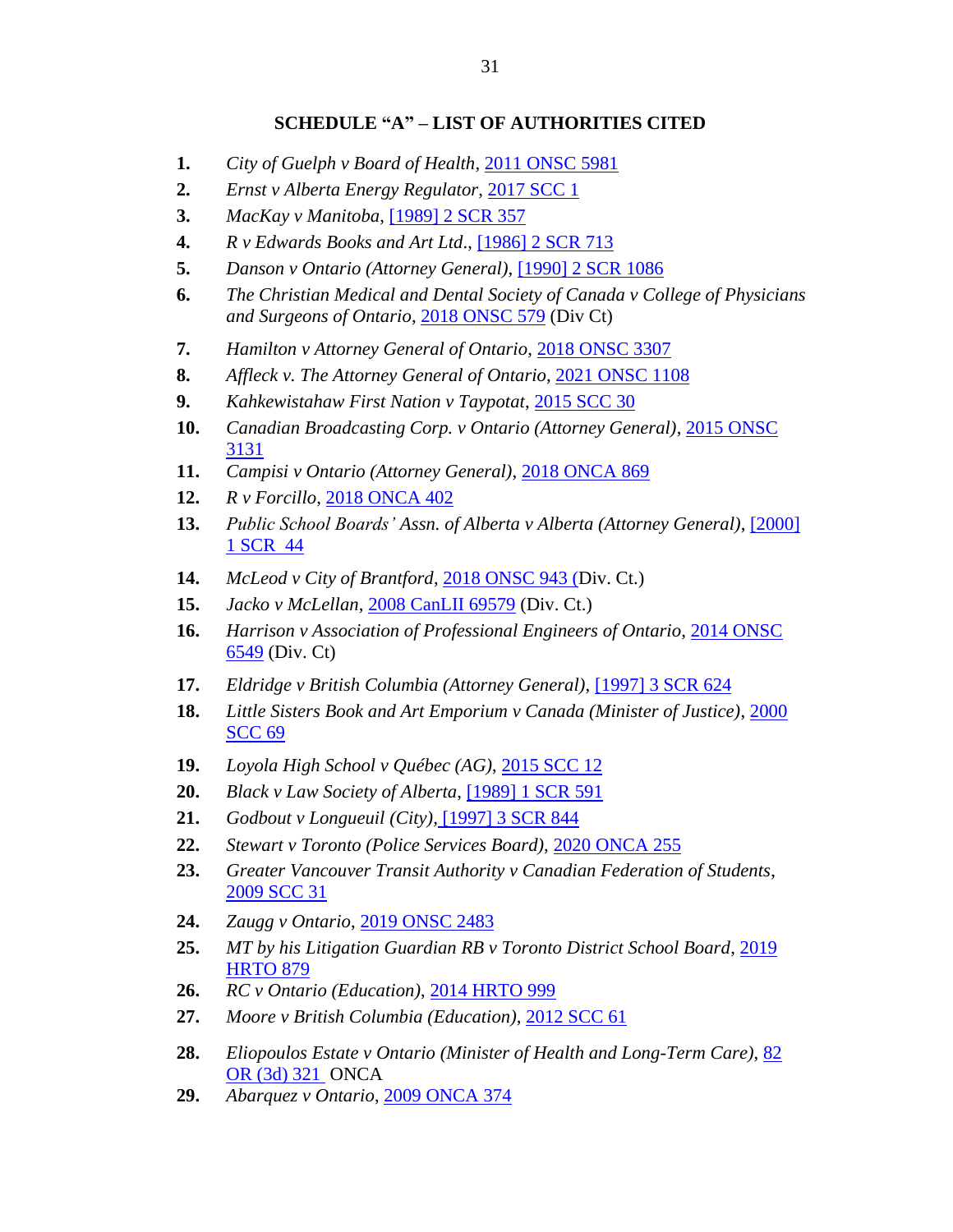## SCHEDULE "A" – LIST OF AUTHORITIES CITED

1. *City of Guelph v Board of Health*, 2011 ONSC 5981
2. *Ernst v Alberta Energy Regulator*, 2017 SCC 1
3. *MacKay v Manitoba*, [1989] 2 SCR 357
4. *R v Edwards Books and Art Ltd.*, [1986] 2 SCR 713
5. *Danson v Ontario (Attorney General)*, [1990] 2 SCR 1086
6. *The Christian Medical and Dental Society of Canada v College of Physicians and Surgeons of Ontario*, 2018 ONSC 579 (Div Ct)
7. *Hamilton v Attorney General of Ontario*, 2018 ONSC 3307
8. *Affleck v. The Attorney General of Ontario*, 2021 ONSC 1108
9. *Kahkewistahaw First Nation v Taypotat*, 2015 SCC 30
10. *Canadian Broadcasting Corp. v Ontario (Attorney General)*, 2015 ONSC 3131
11. *Campisi v Ontario (Attorney General)*, 2018 ONCA 869
12. *R v Forcillo*, 2018 ONCA 402
13. *Public School Boards' Assn. of Alberta v Alberta (Attorney General)*, [2000] 1 SCR 44
14. *McLeod v City of Brantford*, 2018 ONSC 943 (Div. Ct.)
15. *Jacko v McLellan*, 2008 CanLII 69579 (Div. Ct.)
16. *Harrison v Association of Professional Engineers of Ontario*, 2014 ONSC 6549 (Div. Ct)
17. *Eldridge v British Columbia (Attorney General)*, [1997] 3 SCR 624
18. *Little Sisters Book and Art Emporium v Canada (Minister of Justice)*, 2000 SCC 69
19. *Loyola High School v Québec (AG)*, 2015 SCC 12
20. *Black v Law Society of Alberta*, [1989] 1 SCR 591
21. *Godbout v Longueuil (City)*, [1997] 3 SCR 844
22. *Stewart v Toronto (Police Services Board)*, 2020 ONCA 255
23. *Greater Vancouver Transit Authority v Canadian Federation of Students*, 2009 SCC 31
24. *Zaugg v Ontario*, 2019 ONSC 2483
25. *MT by his Litigation Guardian RB v Toronto District School Board*, 2019 HRTO 879
26. *RC v Ontario (Education)*, 2014 HRTO 999
27. *Moore v British Columbia (Education)*, 2012 SCC 61
28. *Eliopoulos Estate v Ontario (Minister of Health and Long-Term Care)*, 82 OR (3d) 321 ONCA
29. *Abarquez v Ontario*, 2009 ONCA 374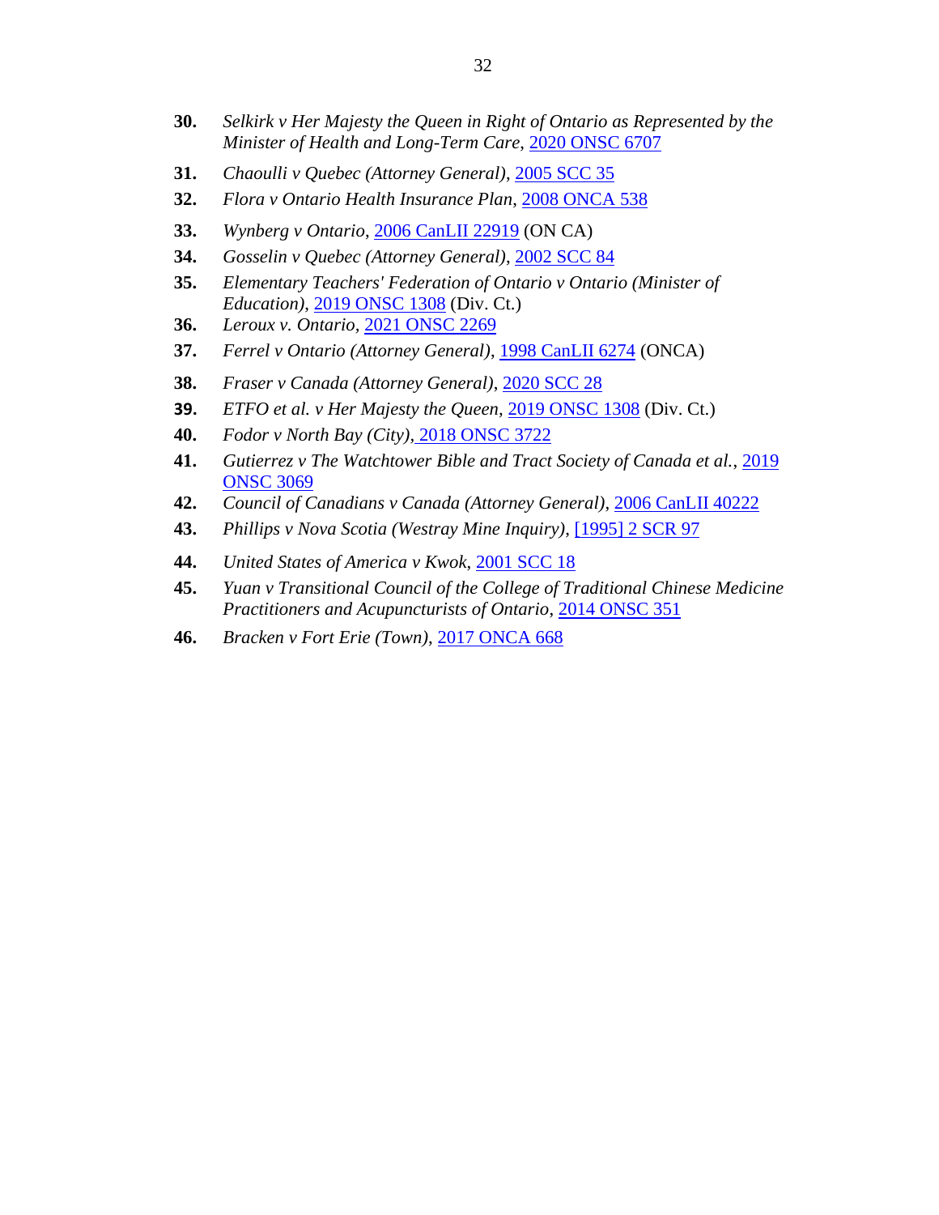30. *Selkirk v Her Majesty the Queen in Right of Ontario as Represented by the Minister of Health and Long-Term Care*, 2020 ONSC 6707

31. *Chaoulli v Quebec (Attorney General)*, 2005 SCC 35

32. *Flora v Ontario Health Insurance Plan*, 2008 ONCA 538

33. *Wynberg v Ontario*, 2006 CanLII 22919 (ON CA)

34. *Gosselin v Quebec (Attorney General)*, 2002 SCC 84

35. *Elementary Teachers' Federation of Ontario v Ontario (Minister of Education)*, 2019 ONSC 1308 (Div. Ct.)

36. *Leroux v. Ontario*, 2021 ONSC 2269

37. *Ferrel v Ontario (Attorney General)*, 1998 CanLII 6274 (ONCA)

38. *Fraser v Canada (Attorney General)*, 2020 SCC 28

39. *ETFO et al. v Her Majesty the Queen*, 2019 ONSC 1308 (Div. Ct.)

40. *Fodor v North Bay (City)*, 2018 ONSC 3722

41. *Gutierrez v The Watchtower Bible and Tract Society of Canada et al.*, 2019 ONSC 3069

42. *Council of Canadians v Canada (Attorney General)*, 2006 CanLII 40222

43. *Phillips v Nova Scotia (Westray Mine Inquiry)*, [1995] 2 SCR 97

44. *United States of America v Kwok*, 2001 SCC 18

45. *Yuan v Transitional Council of the College of Traditional Chinese Medicine Practitioners and Acupuncturists of Ontario*, 2014 ONSC 351

46. *Bracken v Fort Erie (Town)*, 2017 ONCA 668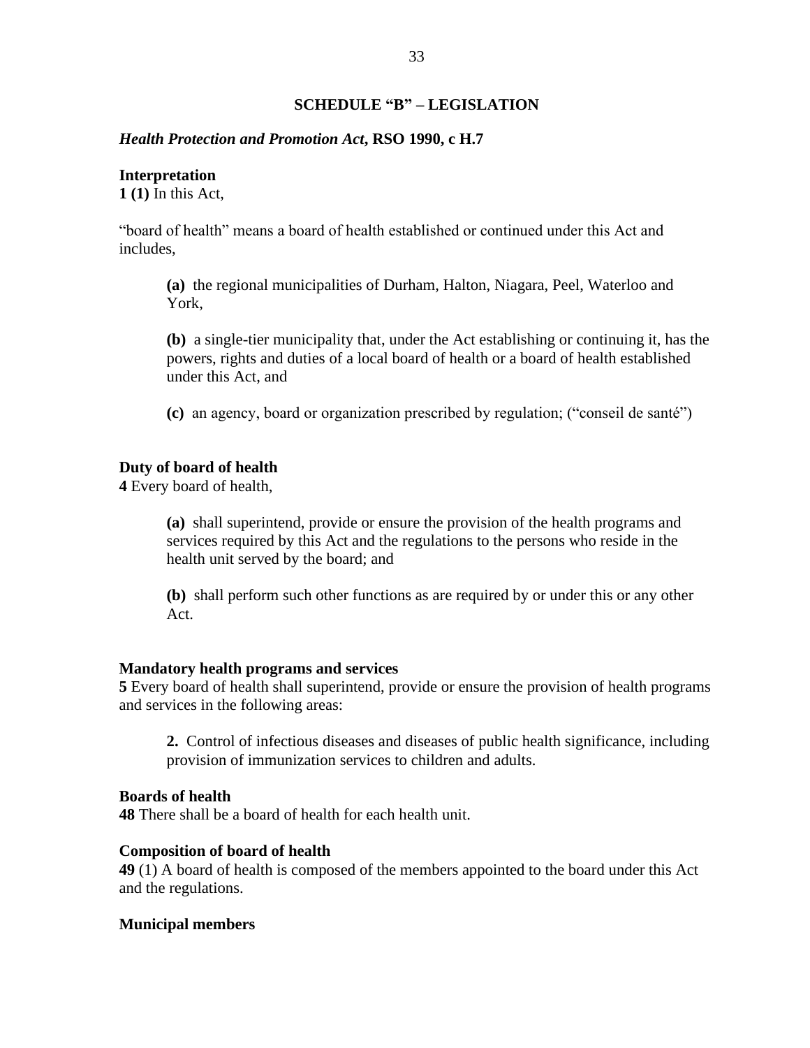## SCHEDULE "B" – LEGISLATION

### *Health Protection and Promotion Act*, RSO 1990, c H.7

**Interpretation**

**1 (1)** In this Act,

"board of health" means a board of health established or continued under this Act and includes,

> **(a)** the regional municipalities of Durham, Halton, Niagara, Peel, Waterloo and York,
>
> **(b)** a single-tier municipality that, under the Act establishing or continuing it, has the powers, rights and duties of a local board of health or a board of health established under this Act, and
>
> **(c)** an agency, board or organization prescribed by regulation; ("conseil de santé")

**Duty of board of health**

**4** Every board of health,

> **(a)** shall superintend, provide or ensure the provision of the health programs and services required by this Act and the regulations to the persons who reside in the health unit served by the board; and
>
> **(b)** shall perform such other functions as are required by or under this or any other Act.

**Mandatory health programs and services**

**5** Every board of health shall superintend, provide or ensure the provision of health programs and services in the following areas:

> **2.** Control of infectious diseases and diseases of public health significance, including provision of immunization services to children and adults.

**Boards of health**

**48** There shall be a board of health for each health unit.

**Composition of board of health**

**49** (1) A board of health is composed of the members appointed to the board under this Act and the regulations.

**Municipal members**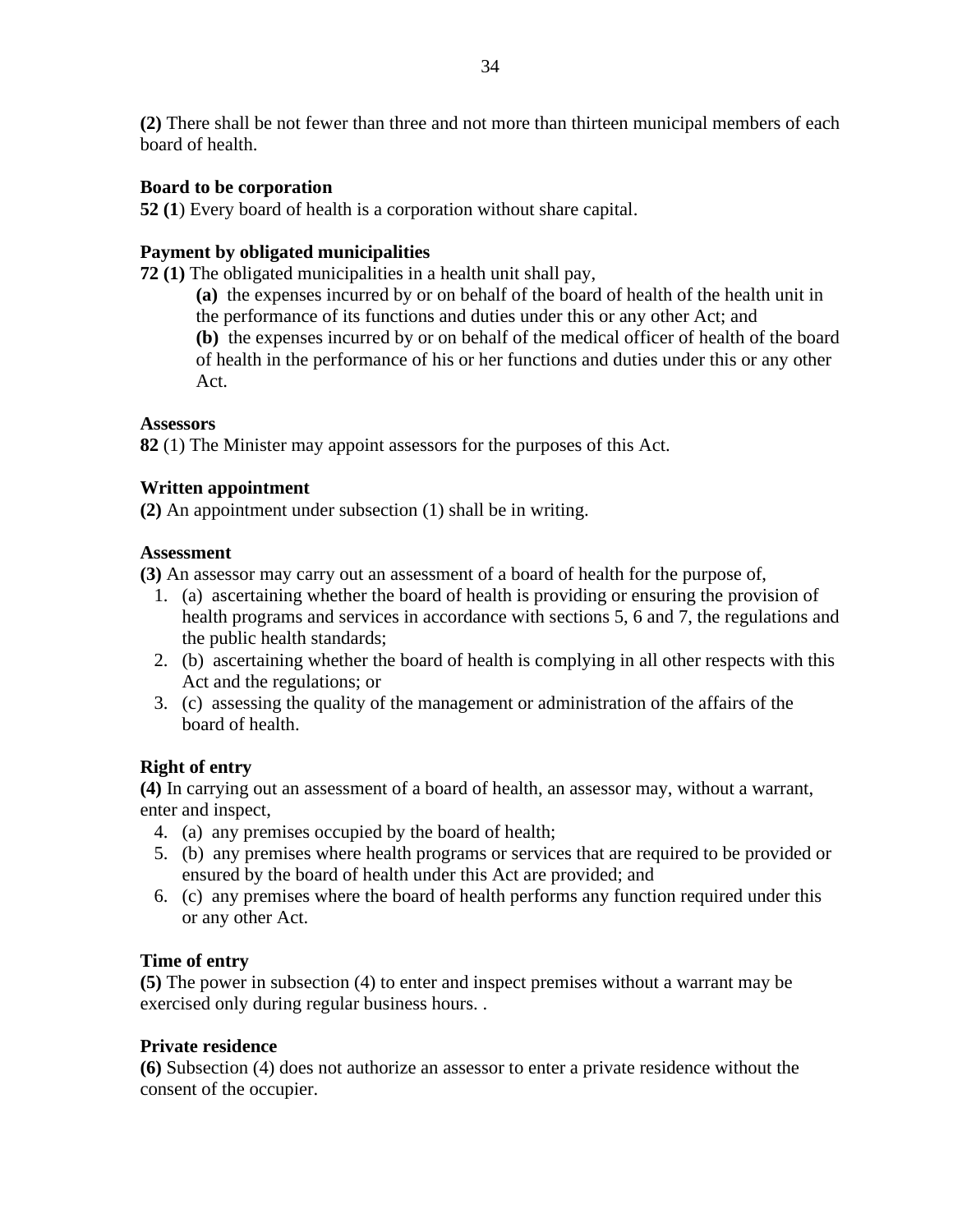**(2)** There shall be not fewer than three and not more than thirteen municipal members of each board of health.

**Board to be corporation**
**52 (1**) Every board of health is a corporation without share capital.

**Payment by obligated municipalities**
**72 (1)** The obligated municipalities in a health unit shall pay,

> **(a)** the expenses incurred by or on behalf of the board of health of the health unit in the performance of its functions and duties under this or any other Act; and
> **(b)** the expenses incurred by or on behalf of the medical officer of health of the board of health in the performance of his or her functions and duties under this or any other Act.

**Assessors**
**82** (1) The Minister may appoint assessors for the purposes of this Act.

**Written appointment**
**(2)** An appointment under subsection (1) shall be in writing.

**Assessment**
**(3)** An assessor may carry out an assessment of a board of health for the purpose of,

1. (a) ascertaining whether the board of health is providing or ensuring the provision of health programs and services in accordance with sections 5, 6 and 7, the regulations and the public health standards;
2. (b) ascertaining whether the board of health is complying in all other respects with this Act and the regulations; or
3. (c) assessing the quality of the management or administration of the affairs of the board of health.

**Right of entry**
**(4)** In carrying out an assessment of a board of health, an assessor may, without a warrant, enter and inspect,

4. (a) any premises occupied by the board of health;
5. (b) any premises where health programs or services that are required to be provided or ensured by the board of health under this Act are provided; and
6. (c) any premises where the board of health performs any function required under this or any other Act.

**Time of entry**
**(5)** The power in subsection (4) to enter and inspect premises without a warrant may be exercised only during regular business hours. .

**Private residence**
**(6)** Subsection (4) does not authorize an assessor to enter a private residence without the consent of the occupier.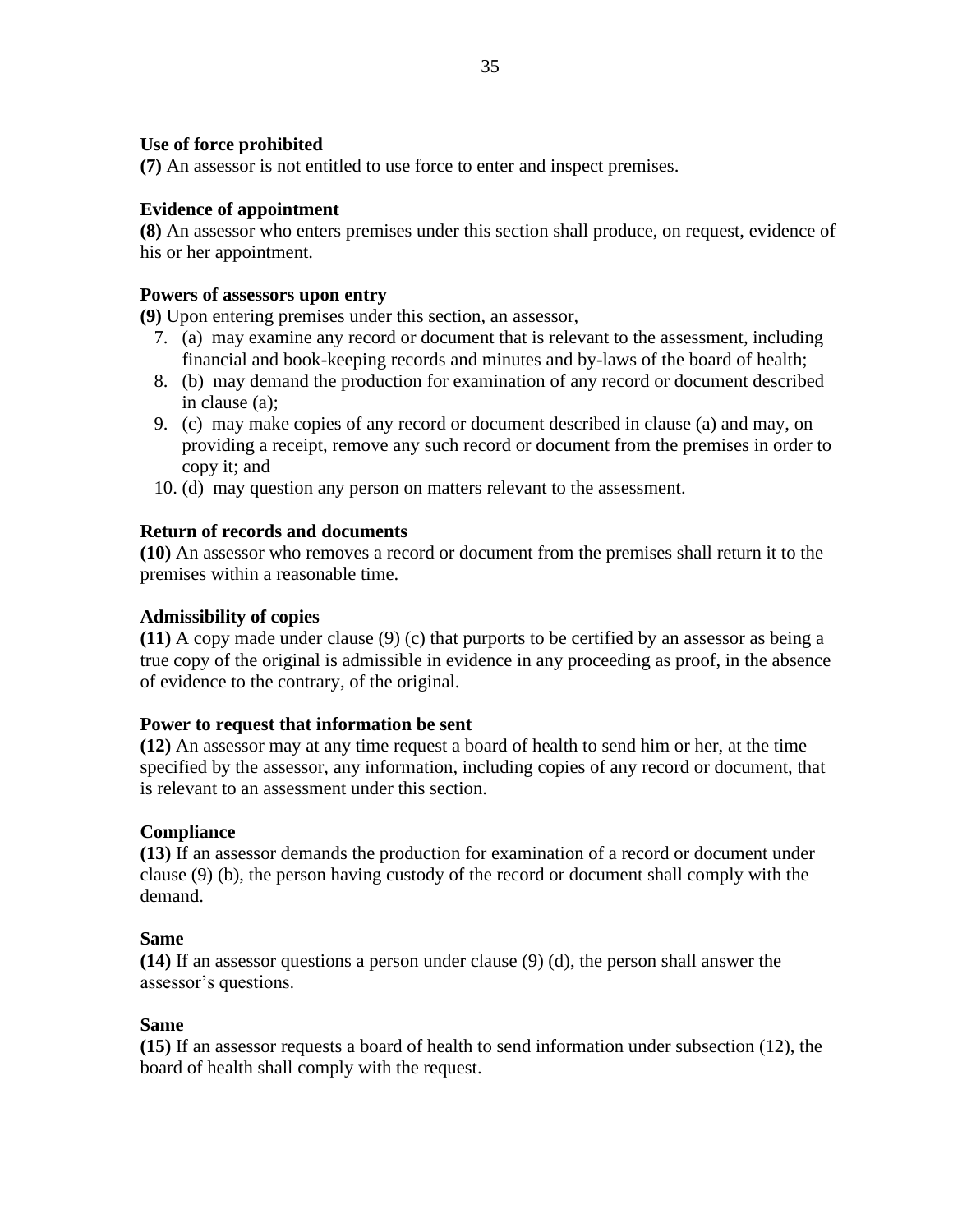**Use of force prohibited**
**(7)** An assessor is not entitled to use force to enter and inspect premises.

**Evidence of appointment**
**(8)** An assessor who enters premises under this section shall produce, on request, evidence of his or her appointment.

**Powers of assessors upon entry**
**(9)** Upon entering premises under this section, an assessor,

7. (a) may examine any record or document that is relevant to the assessment, including financial and book-keeping records and minutes and by-laws of the board of health;
8. (b) may demand the production for examination of any record or document described in clause (a);
9. (c) may make copies of any record or document described in clause (a) and may, on providing a receipt, remove any such record or document from the premises in order to copy it; and
10. (d) may question any person on matters relevant to the assessment.

**Return of records and documents**
**(10)** An assessor who removes a record or document from the premises shall return it to the premises within a reasonable time.

**Admissibility of copies**
**(11)** A copy made under clause (9) (c) that purports to be certified by an assessor as being a true copy of the original is admissible in evidence in any proceeding as proof, in the absence of evidence to the contrary, of the original.

**Power to request that information be sent**
**(12)** An assessor may at any time request a board of health to send him or her, at the time specified by the assessor, any information, including copies of any record or document, that is relevant to an assessment under this section.

**Compliance**
**(13)** If an assessor demands the production for examination of a record or document under clause (9) (b), the person having custody of the record or document shall comply with the demand.

**Same**
**(14)** If an assessor questions a person under clause (9) (d), the person shall answer the assessor's questions.

**Same**
**(15)** If an assessor requests a board of health to send information under subsection (12), the board of health shall comply with the request.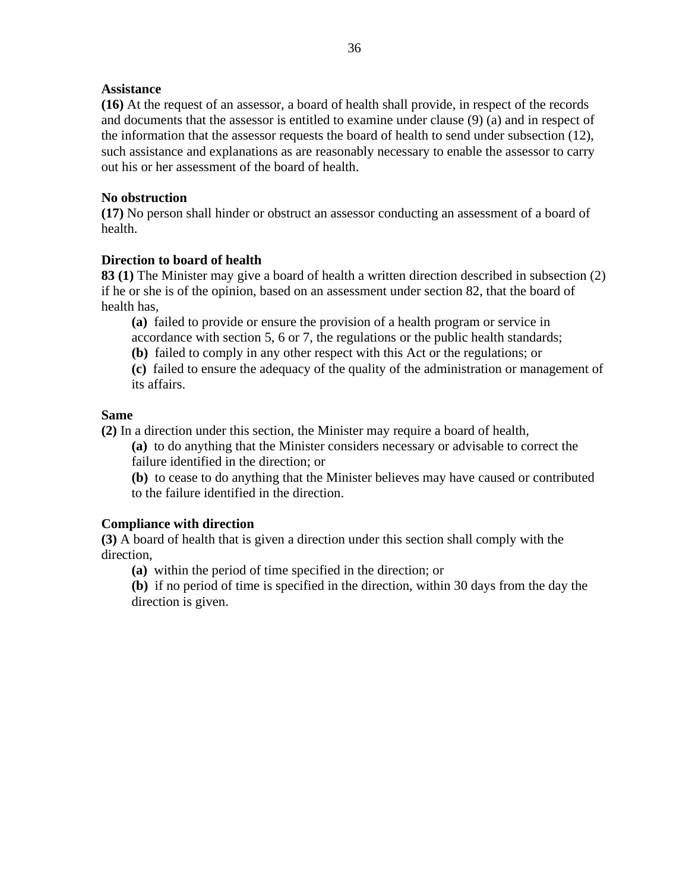**Assistance**

**(16)** At the request of an assessor, a board of health shall provide, in respect of the records and documents that the assessor is entitled to examine under clause (9) (a) and in respect of the information that the assessor requests the board of health to send under subsection (12), such assistance and explanations as are reasonably necessary to enable the assessor to carry out his or her assessment of the board of health.

**No obstruction**

**(17)** No person shall hinder or obstruct an assessor conducting an assessment of a board of health.

**Direction to board of health**

**83 (1)** The Minister may give a board of health a written direction described in subsection (2) if he or she is of the opinion, based on an assessment under section 82, that the board of health has,

- **(a)** failed to provide or ensure the provision of a health program or service in accordance with section 5, 6 or 7, the regulations or the public health standards;
- **(b)** failed to comply in any other respect with this Act or the regulations; or
- **(c)** failed to ensure the adequacy of the quality of the administration or management of its affairs.

**Same**

**(2)** In a direction under this section, the Minister may require a board of health,

- **(a)** to do anything that the Minister considers necessary or advisable to correct the failure identified in the direction; or
- **(b)** to cease to do anything that the Minister believes may have caused or contributed to the failure identified in the direction.

**Compliance with direction**

**(3)** A board of health that is given a direction under this section shall comply with the direction,

- **(a)** within the period of time specified in the direction; or
- **(b)** if no period of time is specified in the direction, within 30 days from the day the direction is given.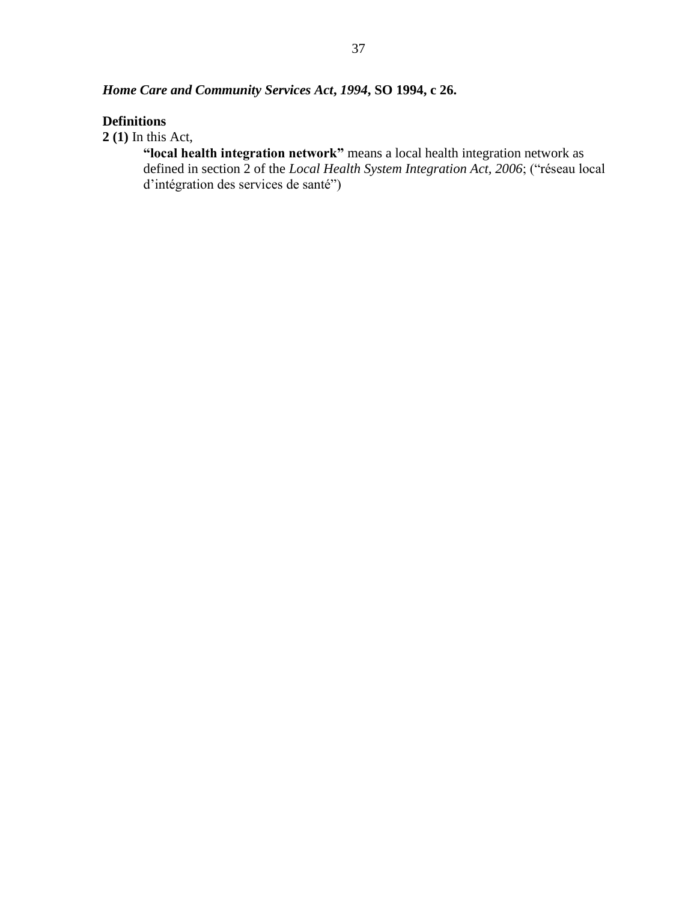***Home Care and Community Services Act, 1994*, SO 1994, c 26.**

**Definitions**

**2 (1)** In this Act,

> **"local health integration network"** means a local health integration network as defined in section 2 of the *Local Health System Integration Act, 2006*; ("réseau local d'intégration des services de santé")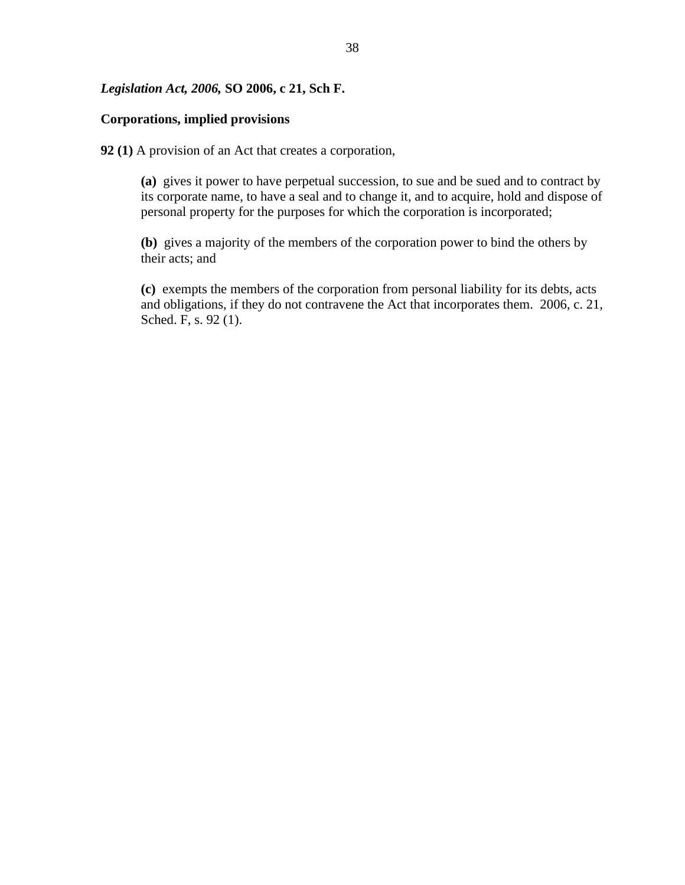***Legislation Act, 2006,* SO 2006, c 21, Sch F.**

**Corporations, implied provisions**

**92 (1)** A provision of an Act that creates a corporation,

> **(a)** gives it power to have perpetual succession, to sue and be sued and to contract by its corporate name, to have a seal and to change it, and to acquire, hold and dispose of personal property for the purposes for which the corporation is incorporated;
>
> **(b)** gives a majority of the members of the corporation power to bind the others by their acts; and
>
> **(c)** exempts the members of the corporation from personal liability for its debts, acts and obligations, if they do not contravene the Act that incorporates them. 2006, c. 21, Sched. F, s. 92 (1).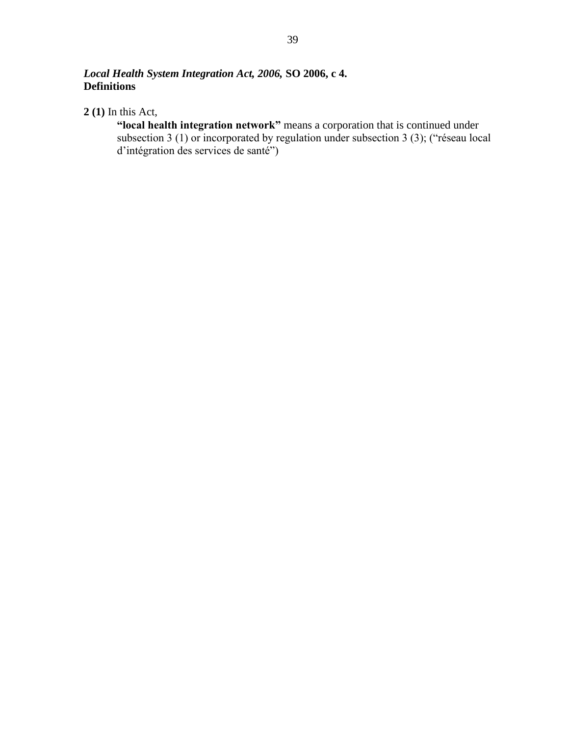***Local Health System Integration Act, 2006,* SO 2006, c 4.**
**Definitions**

**2 (1)** In this Act,

> **"local health integration network"** means a corporation that is continued under subsection 3 (1) or incorporated by regulation under subsection 3 (3); ("réseau local d'intégration des services de santé")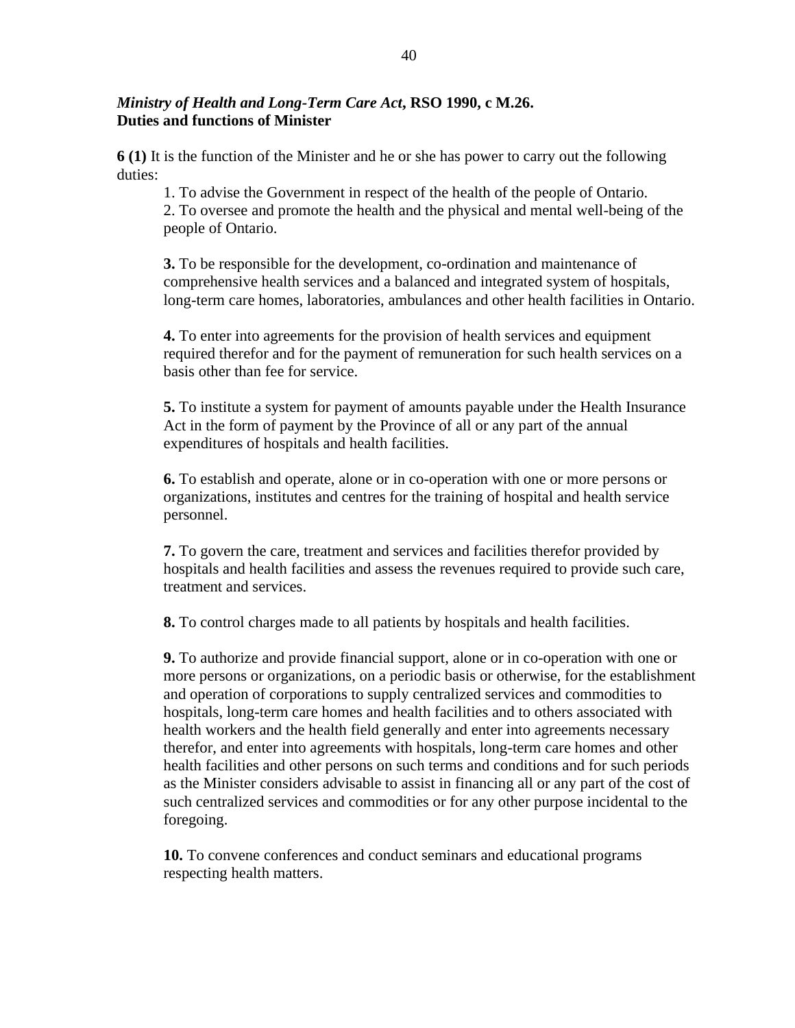***Ministry of Health and Long-Term Care Act*, RSO 1990, c M.26.**
**Duties and functions of Minister**

**6 (1)** It is the function of the Minister and he or she has power to carry out the following duties:

1. To advise the Government in respect of the health of the people of Ontario.
2. To oversee and promote the health and the physical and mental well-being of the people of Ontario.

**3.** To be responsible for the development, co-ordination and maintenance of comprehensive health services and a balanced and integrated system of hospitals, long-term care homes, laboratories, ambulances and other health facilities in Ontario.

**4.** To enter into agreements for the provision of health services and equipment required therefor and for the payment of remuneration for such health services on a basis other than fee for service.

**5.** To institute a system for payment of amounts payable under the Health Insurance Act in the form of payment by the Province of all or any part of the annual expenditures of hospitals and health facilities.

**6.** To establish and operate, alone or in co-operation with one or more persons or organizations, institutes and centres for the training of hospital and health service personnel.

**7.** To govern the care, treatment and services and facilities therefor provided by hospitals and health facilities and assess the revenues required to provide such care, treatment and services.

**8.** To control charges made to all patients by hospitals and health facilities.

**9.** To authorize and provide financial support, alone or in co-operation with one or more persons or organizations, on a periodic basis or otherwise, for the establishment and operation of corporations to supply centralized services and commodities to hospitals, long-term care homes and health facilities and to others associated with health workers and the health field generally and enter into agreements necessary therefor, and enter into agreements with hospitals, long-term care homes and other health facilities and other persons on such terms and conditions and for such periods as the Minister considers advisable to assist in financing all or any part of the cost of such centralized services and commodities or for any other purpose incidental to the foregoing.

**10.** To convene conferences and conduct seminars and educational programs respecting health matters.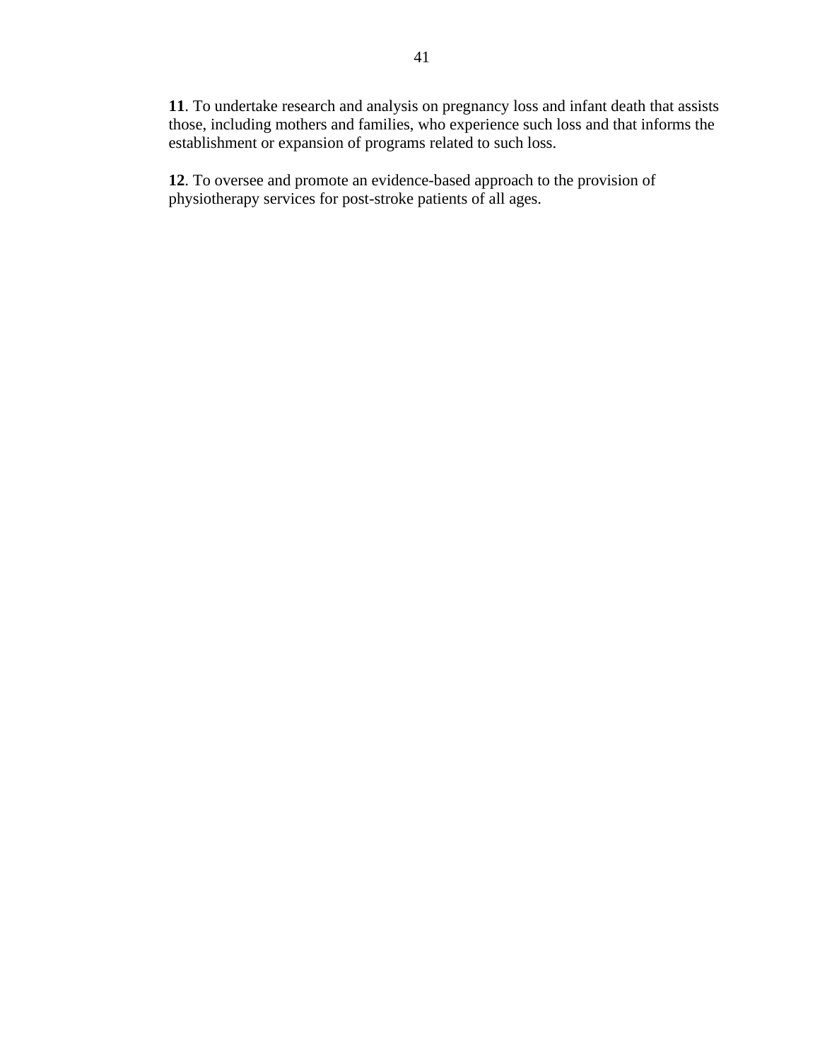**11**. To undertake research and analysis on pregnancy loss and infant death that assists those, including mothers and families, who experience such loss and that informs the establishment or expansion of programs related to such loss.

**12**. To oversee and promote an evidence-based approach to the provision of physiotherapy services for post-stroke patients of all ages.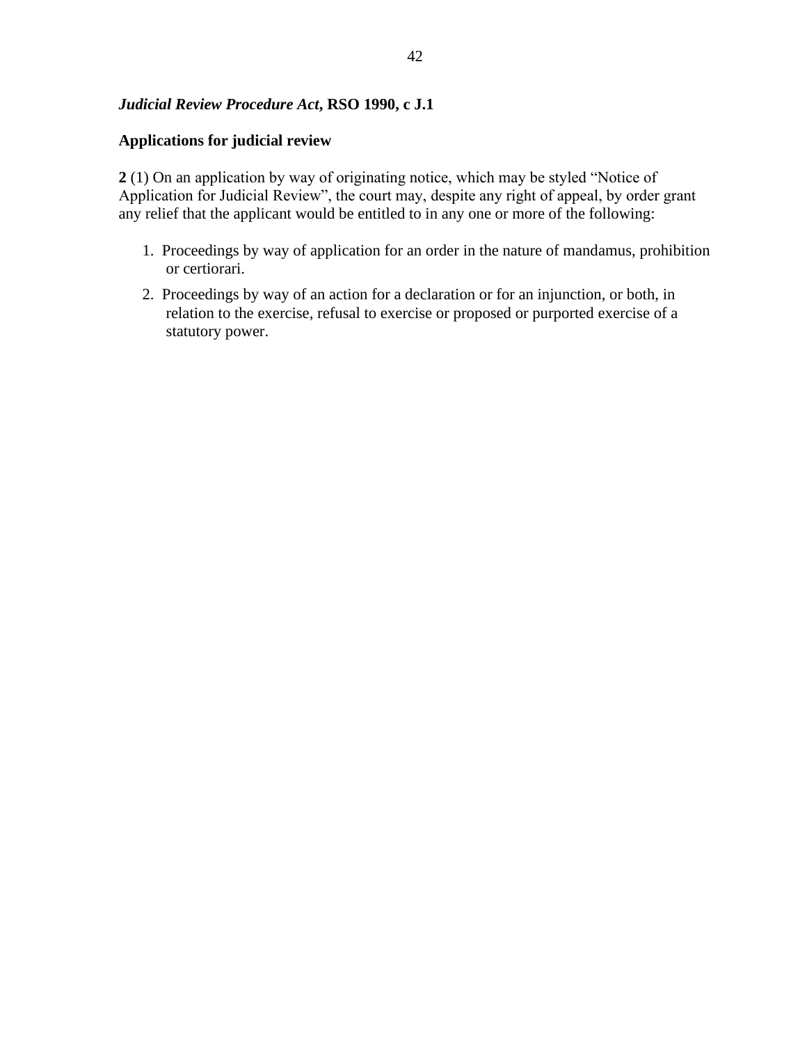***Judicial Review Procedure Act*, RSO 1990, c J.1**

**Applications for judicial review**

**2** (1) On an application by way of originating notice, which may be styled "Notice of Application for Judicial Review", the court may, despite any right of appeal, by order grant any relief that the applicant would be entitled to in any one or more of the following:

1. Proceedings by way of application for an order in the nature of mandamus, prohibition or certiorari.
2. Proceedings by way of an action for a declaration or for an injunction, or both, in relation to the exercise, refusal to exercise or proposed or purported exercise of a statutory power.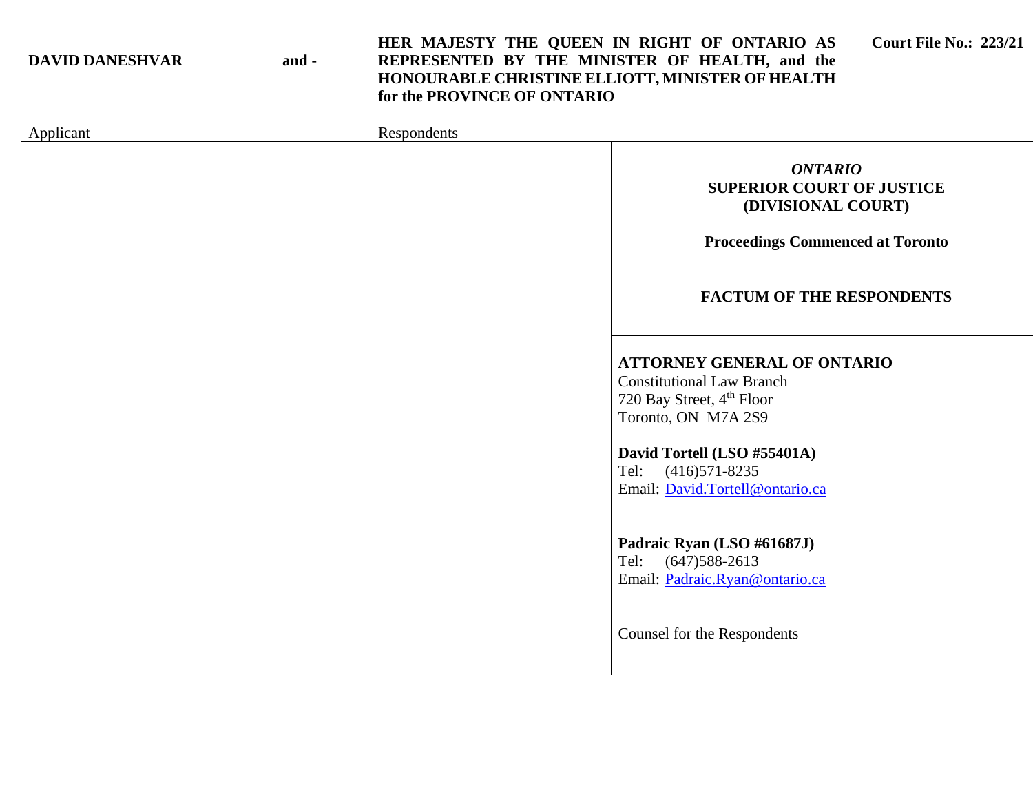**DAVID DANESHVAR** and - **HER MAJESTY THE QUEEN IN RIGHT OF ONTARIO AS REPRESENTED BY THE MINISTER OF HEALTH, and the HONOURABLE CHRISTINE ELLIOTT, MINISTER OF HEALTH for the PROVINCE OF ONTARIO**

**Court File No.: 223/21**

Applicant Respondents

*ONTARIO*
**SUPERIOR COURT OF JUSTICE**
**(DIVISIONAL COURT)**

**Proceedings Commenced at Toronto**

**FACTUM OF THE RESPONDENTS**

**ATTORNEY GENERAL OF ONTARIO**
Constitutional Law Branch
720 Bay Street, 4th Floor
Toronto, ON M7A 2S9

**David Tortell (LSO #55401A)**
Tel: (416)571-8235
Email: David.Tortell@ontario.ca

**Padraic Ryan (LSO #61687J)**
Tel: (647)588-2613
Email: Padraic.Ryan@ontario.ca

Counsel for the Respondents